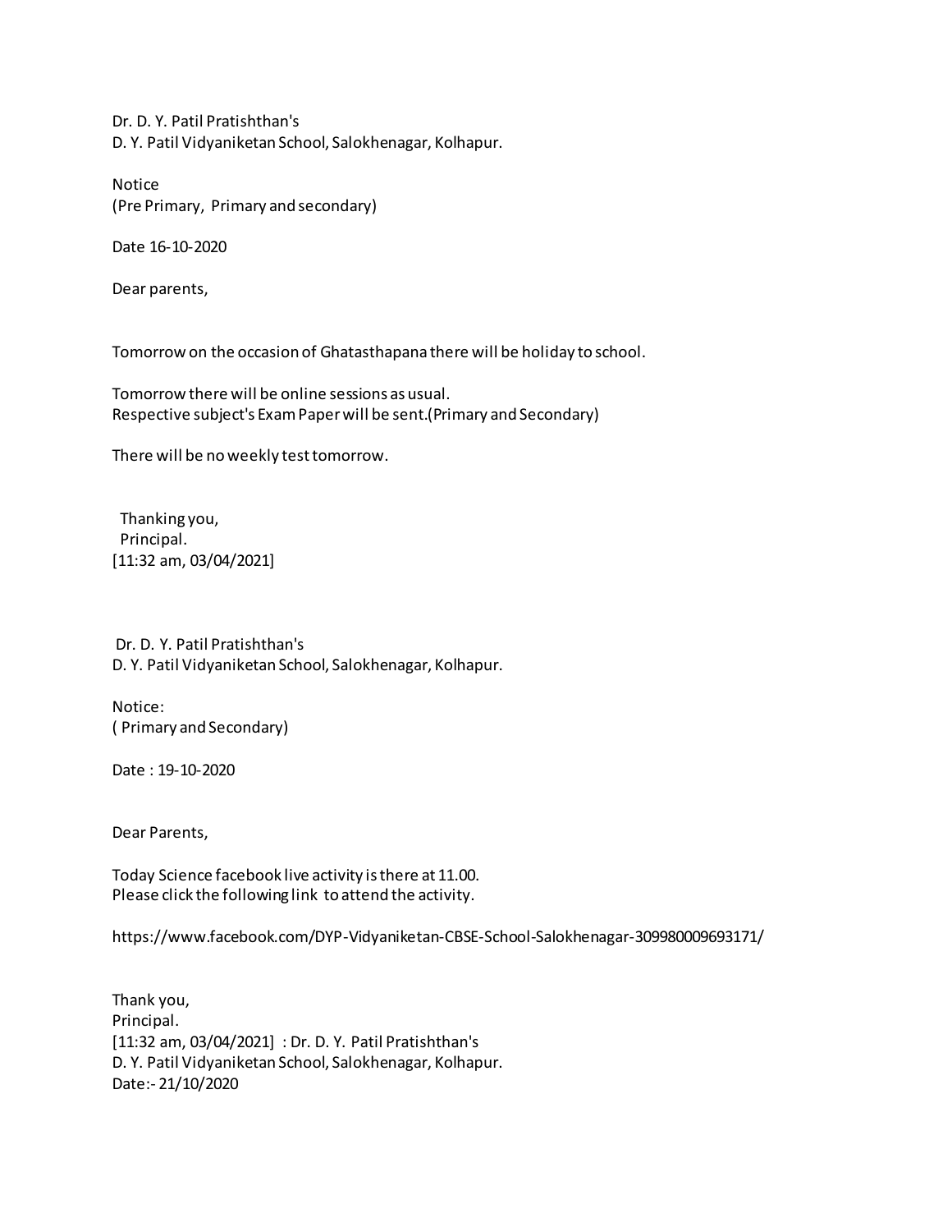Dr. D. Y. Patil Pratishthan's
D. Y. Patil Vidyaniketan School, Salokhenagar, Kolhapur.

Notice
(Pre Primary, Primary and secondary)

Date 16-10-2020

Dear parents,

Tomorrow on the occasion of Ghatasthapana there will be holiday to school.

Tomorrow there will be online sessions as usual.
Respective subject's Exam Paper will be sent.(Primary and Secondary)

There will be no weekly test tomorrow.

Thanking you,
Principal.
[11:32 am, 03/04/2021]

Dr. D. Y. Patil Pratishthan's
D. Y. Patil Vidyaniketan School, Salokhenagar, Kolhapur.

Notice:
( Primary and Secondary)

Date : 19-10-2020

Dear Parents,

Today Science facebook live activity is there at 11.00.
Please click the following link to attend the activity.

https://www.facebook.com/DYP-Vidyaniketan-CBSE-School-Salokhenagar-309980009693171/

Thank you,
Principal.
[11:32 am, 03/04/2021] : Dr. D. Y. Patil Pratishthan's
D. Y. Patil Vidyaniketan School, Salokhenagar, Kolhapur.
Date:- 21/10/2020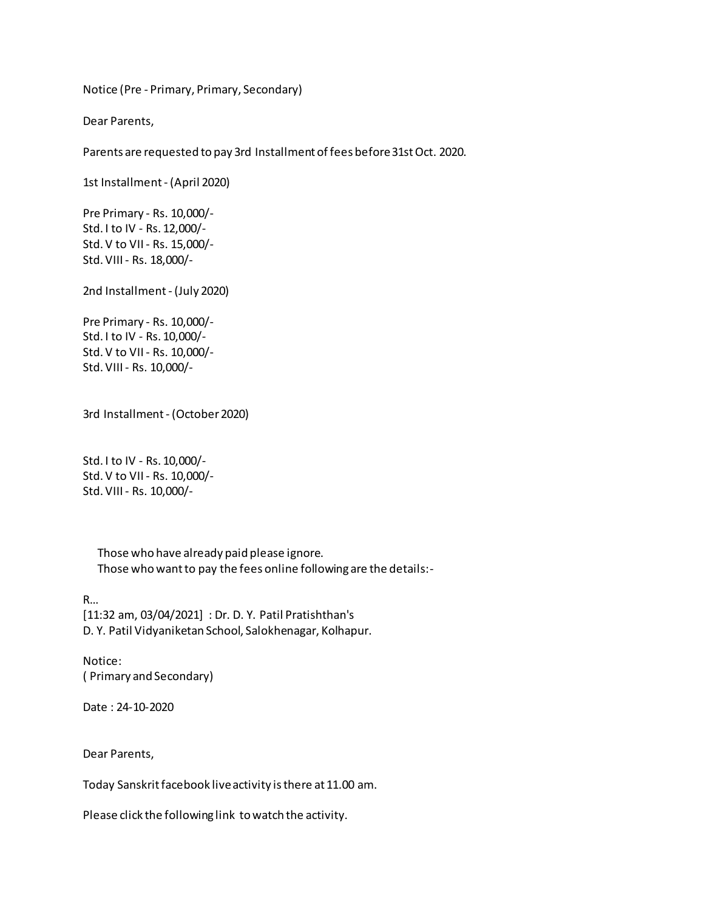Notice (Pre - Primary, Primary, Secondary)

Dear Parents,

Parents are requested to pay 3rd Installment of fees before 31st Oct. 2020.

1st Installment - (April 2020)

Pre Primary - Rs. 10,000/-
Std. I to IV - Rs. 12,000/-
Std. V to VII - Rs. 15,000/-
Std. VIII - Rs. 18,000/-

2nd Installment - (July 2020)

Pre Primary - Rs. 10,000/-
Std. I to IV - Rs. 10,000/-
Std. V to VII - Rs. 10,000/-
Std. VIII - Rs. 10,000/-

3rd Installment - (October 2020)

Std. I to IV - Rs. 10,000/-
Std. V to VII - Rs. 10,000/-
Std. VIII - Rs. 10,000/-

Those who have already paid please ignore.
Those who want to pay the fees online following are the details:-

R...
[11:32 am, 03/04/2021] : Dr. D. Y. Patil Pratishthan's
D. Y. Patil Vidyaniketan School, Salokhenagar, Kolhapur.

Notice:
( Primary and Secondary)

Date : 24-10-2020

Dear Parents,

Today Sanskrit facebook live activity is there at 11.00 am.

Please click the following link to watch the activity.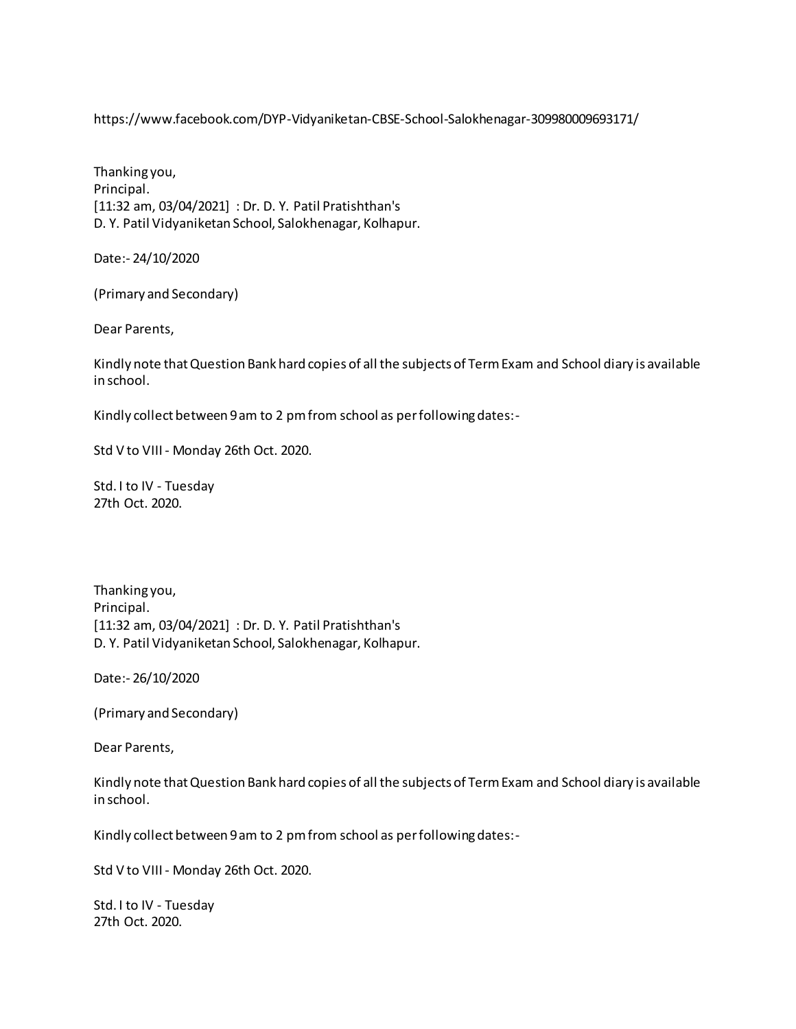https://www.facebook.com/DYP-Vidyaniketan-CBSE-School-Salokhenagar-309980009693171/

Thanking you,
Principal.
[11:32 am, 03/04/2021] : Dr. D. Y. Patil Pratishthan's
D. Y. Patil Vidyaniketan School, Salokhenagar, Kolhapur.

Date:- 24/10/2020

(Primary and Secondary)

Dear Parents,

Kindly note that Question Bank hard copies of all the subjects of Term Exam and School diary is available in school.

Kindly collect between 9 am to 2 pm from school as per following dates:-

Std V to VIII - Monday 26th Oct. 2020.

Std. I to IV - Tuesday
27th Oct. 2020.

Thanking you,
Principal.
[11:32 am, 03/04/2021] : Dr. D. Y. Patil Pratishthan's
D. Y. Patil Vidyaniketan School, Salokhenagar, Kolhapur.

Date:- 26/10/2020

(Primary and Secondary)

Dear Parents,

Kindly note that Question Bank hard copies of all the subjects of Term Exam and School diary is available in school.

Kindly collect between 9 am to 2 pm from school as per following dates:-

Std V to VIII - Monday 26th Oct. 2020.

Std. I to IV - Tuesday
27th Oct. 2020.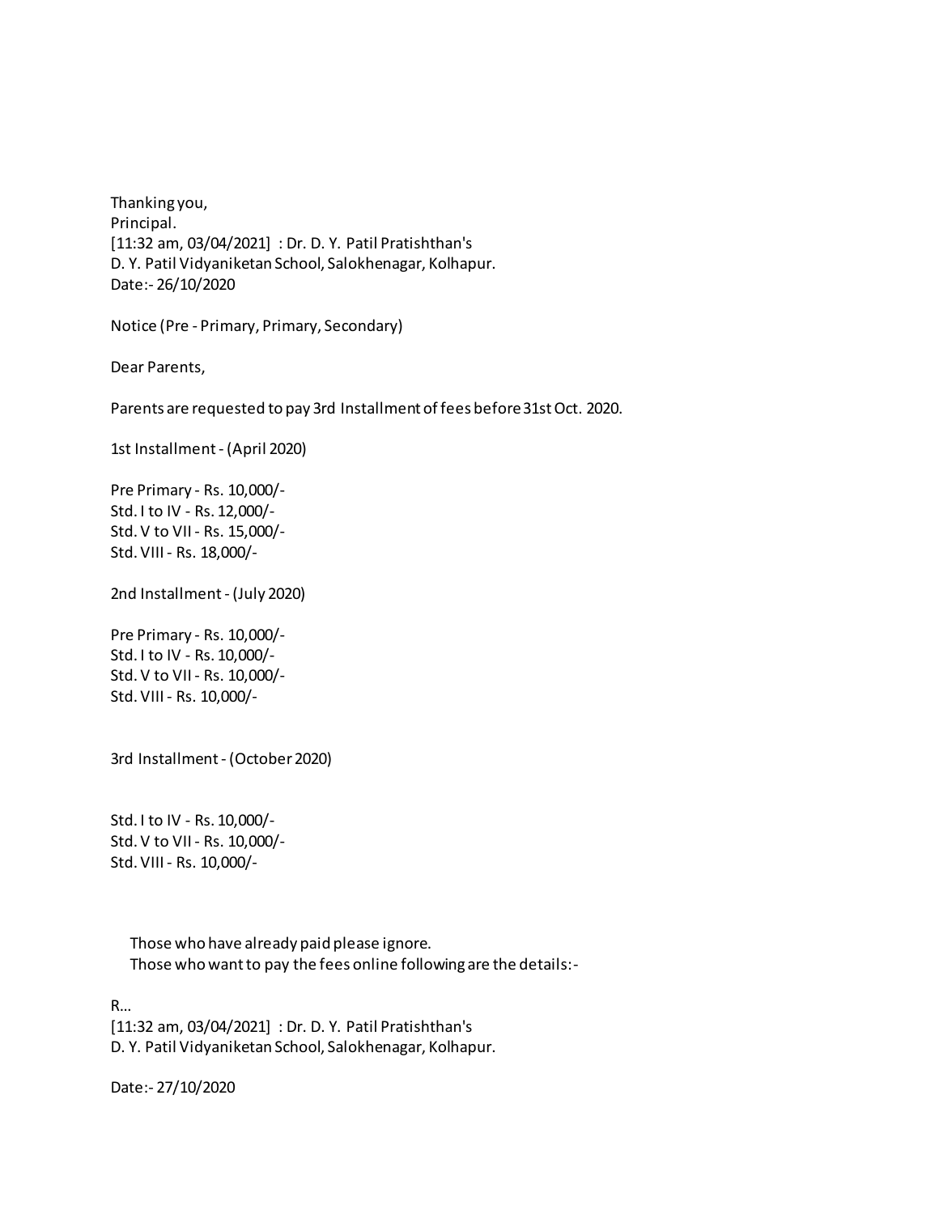Thanking you,
Principal.
[11:32 am, 03/04/2021] : Dr. D. Y. Patil Pratishthan's
D. Y. Patil Vidyaniketan School, Salokhenagar, Kolhapur.
Date:- 26/10/2020

Notice (Pre - Primary, Primary, Secondary)

Dear Parents,

Parents are requested to pay 3rd Installment of fees before 31st Oct. 2020.

1st Installment - (April 2020)

Pre Primary - Rs. 10,000/-
Std. I to IV - Rs. 12,000/-
Std. V to VII - Rs. 15,000/-
Std. VIII - Rs. 18,000/-

2nd Installment - (July 2020)

Pre Primary - Rs. 10,000/-
Std. I to IV - Rs. 10,000/-
Std. V to VII - Rs. 10,000/-
Std. VIII - Rs. 10,000/-

3rd Installment - (October 2020)

Std. I to IV - Rs. 10,000/-
Std. V to VII - Rs. 10,000/-
Std. VIII - Rs. 10,000/-

Those who have already paid please ignore.
Those who want to pay the fees online following are the details:-

R...
[11:32 am, 03/04/2021] : Dr. D. Y. Patil Pratishthan's
D. Y. Patil Vidyaniketan School, Salokhenagar, Kolhapur.

Date:- 27/10/2020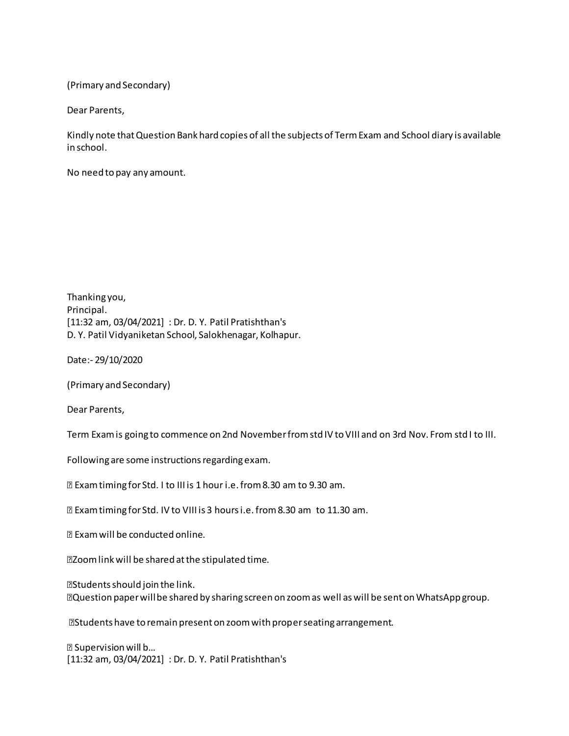(Primary and Secondary)

Dear Parents,

Kindly note that Question Bank hard copies of all the subjects of Term Exam and School diary is available in school.

No need to pay any amount.

Thanking you,
Principal.
[11:32 am, 03/04/2021] : Dr. D. Y. Patil Pratishthan's
D. Y. Patil Vidyaniketan School, Salokhenagar, Kolhapur.

Date:- 29/10/2020

(Primary and Secondary)

Dear Parents,

Term Exam is going to commence on 2nd November from std IV to VIII and on 3rd Nov. From std I to III.

Following are some instructions regarding exam.

- Exam timing for Std. I to III is 1 hour i.e. from 8.30 am to 9.30 am.
- Exam timing for Std. IV to VIII is 3 hours i.e. from 8.30 am to 11.30 am.
- Exam will be conducted online.
- Zoom link will be shared at the stipulated time.
- Students should join the link.
- Question paper will be shared by sharing screen on zoom as well as will be sent on WhatsApp group.
- Students have to remain present on zoom with proper seating arrangement.
- Supervision will b...

[11:32 am, 03/04/2021] : Dr. D. Y. Patil Pratishthan's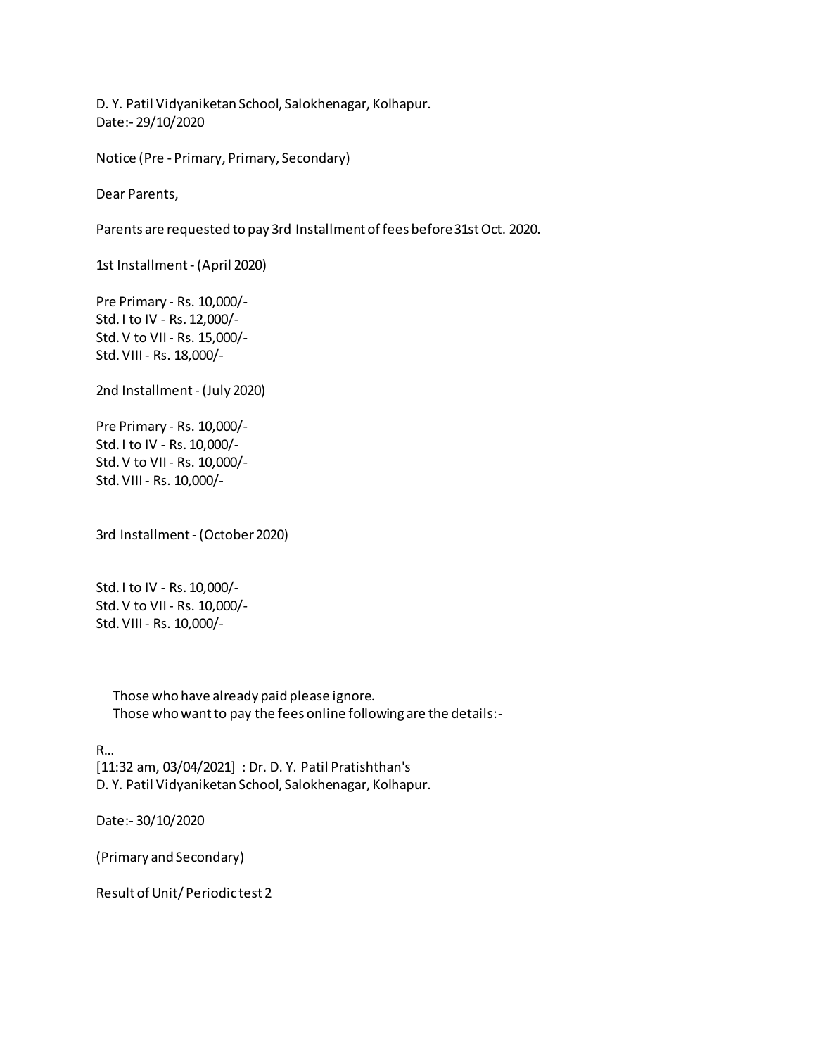D. Y. Patil Vidyaniketan School, Salokhenagar, Kolhapur.
Date:- 29/10/2020

Notice (Pre - Primary, Primary, Secondary)

Dear Parents,

Parents are requested to pay 3rd Installment of fees before 31st Oct. 2020.

1st Installment - (April 2020)

Pre Primary - Rs. 10,000/-
Std. I to IV - Rs. 12,000/-
Std. V to VII - Rs. 15,000/-
Std. VIII - Rs. 18,000/-

2nd Installment - (July 2020)

Pre Primary - Rs. 10,000/-
Std. I to IV - Rs. 10,000/-
Std. V to VII - Rs. 10,000/-
Std. VIII - Rs. 10,000/-

3rd Installment - (October 2020)

Std. I to IV - Rs. 10,000/-
Std. V to VII - Rs. 10,000/-
Std. VIII - Rs. 10,000/-

Those who have already paid please ignore.
Those who want to pay the fees online following are the details:-

R...
[11:32 am, 03/04/2021] : Dr. D. Y. Patil Pratishthan's
D. Y. Patil Vidyaniketan School, Salokhenagar, Kolhapur.

Date:- 30/10/2020

(Primary and Secondary)

Result of Unit/ Periodic test 2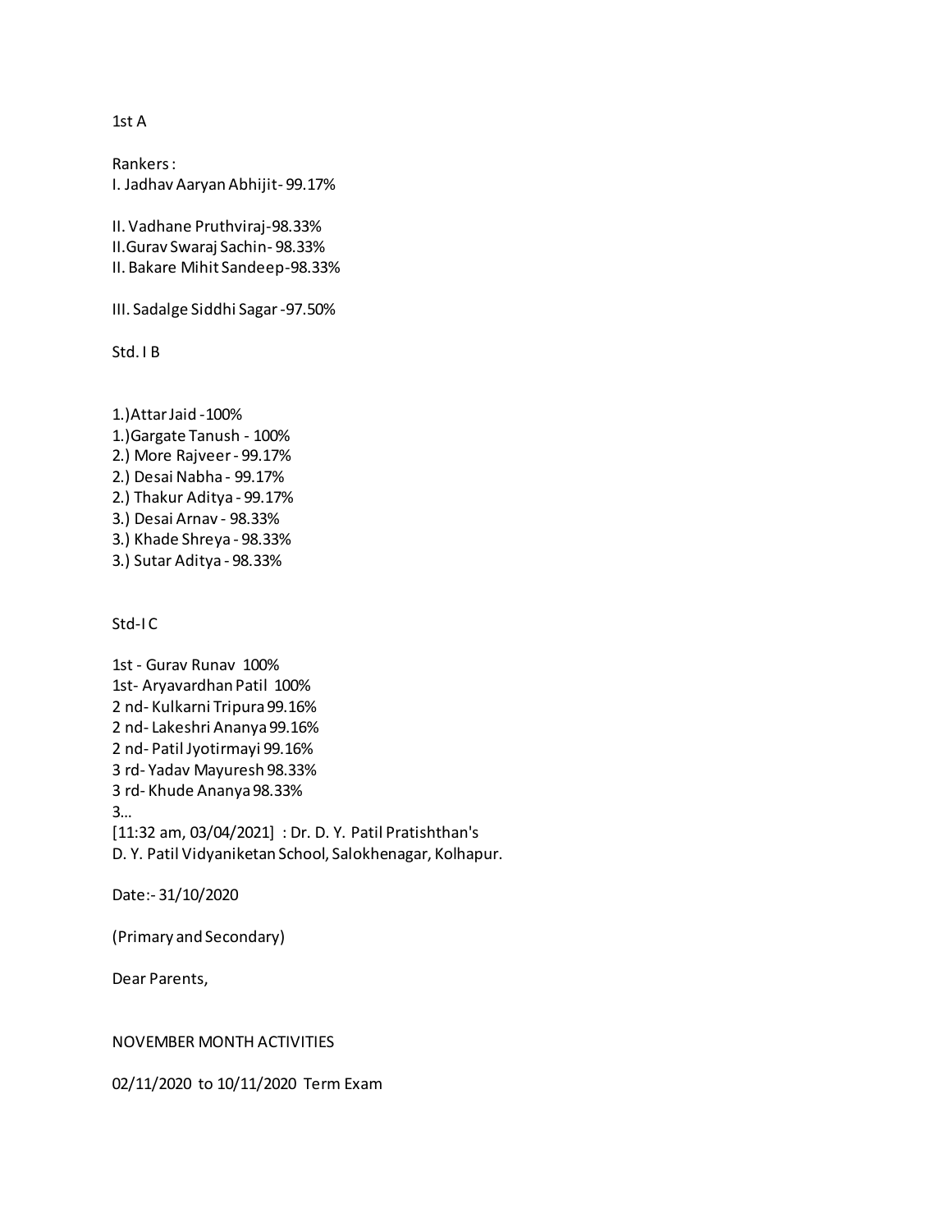1st A

Rankers :
I. Jadhav Aaryan Abhijit- 99.17%

II. Vadhane Pruthviraj-98.33%
II.Gurav Swaraj Sachin- 98.33%
II. Bakare Mihit Sandeep-98.33%

III. Sadalge Siddhi Sagar -97.50%

Std. I B

1.)Attar Jaid -100%
1.)Gargate Tanush - 100%
2.) More Rajveer - 99.17%
2.) Desai Nabha - 99.17%
2.) Thakur Aditya - 99.17%
3.) Desai Arnav - 98.33%
3.) Khade Shreya - 98.33%
3.) Sutar Aditya - 98.33%

Std-I C

1st - Gurav Runav 100%
1st- Aryavardhan Patil 100%
2 nd- Kulkarni Tripura 99.16%
2 nd- Lakeshri Ananya 99.16%
2 nd- Patil Jyotirmayi 99.16%
3 rd- Yadav Mayuresh 98.33%
3 rd- Khude Ananya 98.33%
3...
[11:32 am, 03/04/2021] : Dr. D. Y. Patil Pratishthan's
D. Y. Patil Vidyaniketan School, Salokhenagar, Kolhapur.

Date:- 31/10/2020

(Primary and Secondary)

Dear Parents,

NOVEMBER MONTH ACTIVITIES

02/11/2020 to 10/11/2020 Term Exam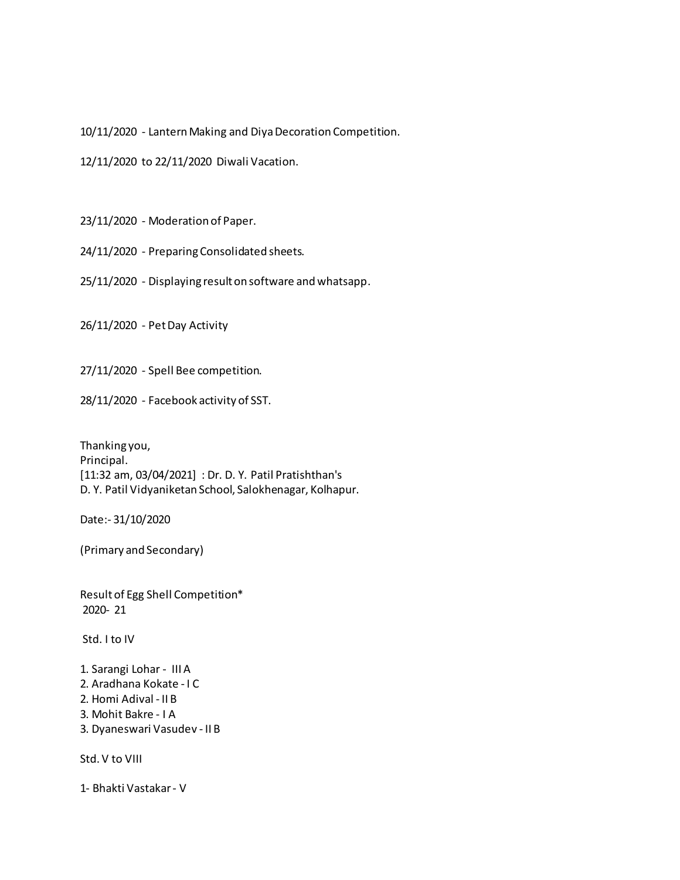10/11/2020 - Lantern Making and Diya Decoration Competition.

12/11/2020 to 22/11/2020 Diwali Vacation.

23/11/2020 - Moderation of Paper.

24/11/2020 - Preparing Consolidated sheets.

25/11/2020 - Displaying result on software and whatsapp.

26/11/2020 - Pet Day Activity

27/11/2020 - Spell Bee competition.

28/11/2020 - Facebook activity of SST.

Thanking you,
Principal.
[11:32 am, 03/04/2021] : Dr. D. Y. Patil Pratishthan's
D. Y. Patil Vidyaniketan School, Salokhenagar, Kolhapur.

Date:- 31/10/2020

(Primary and Secondary)

Result of Egg Shell Competition*
2020- 21

Std. I to IV

1. Sarangi Lohar - III A
2. Aradhana Kokate - I C
2. Homi Adival - II B
3. Mohit Bakre - I A
3. Dyaneswari Vasudev - II B

Std. V to VIII

1- Bhakti Vastakar - V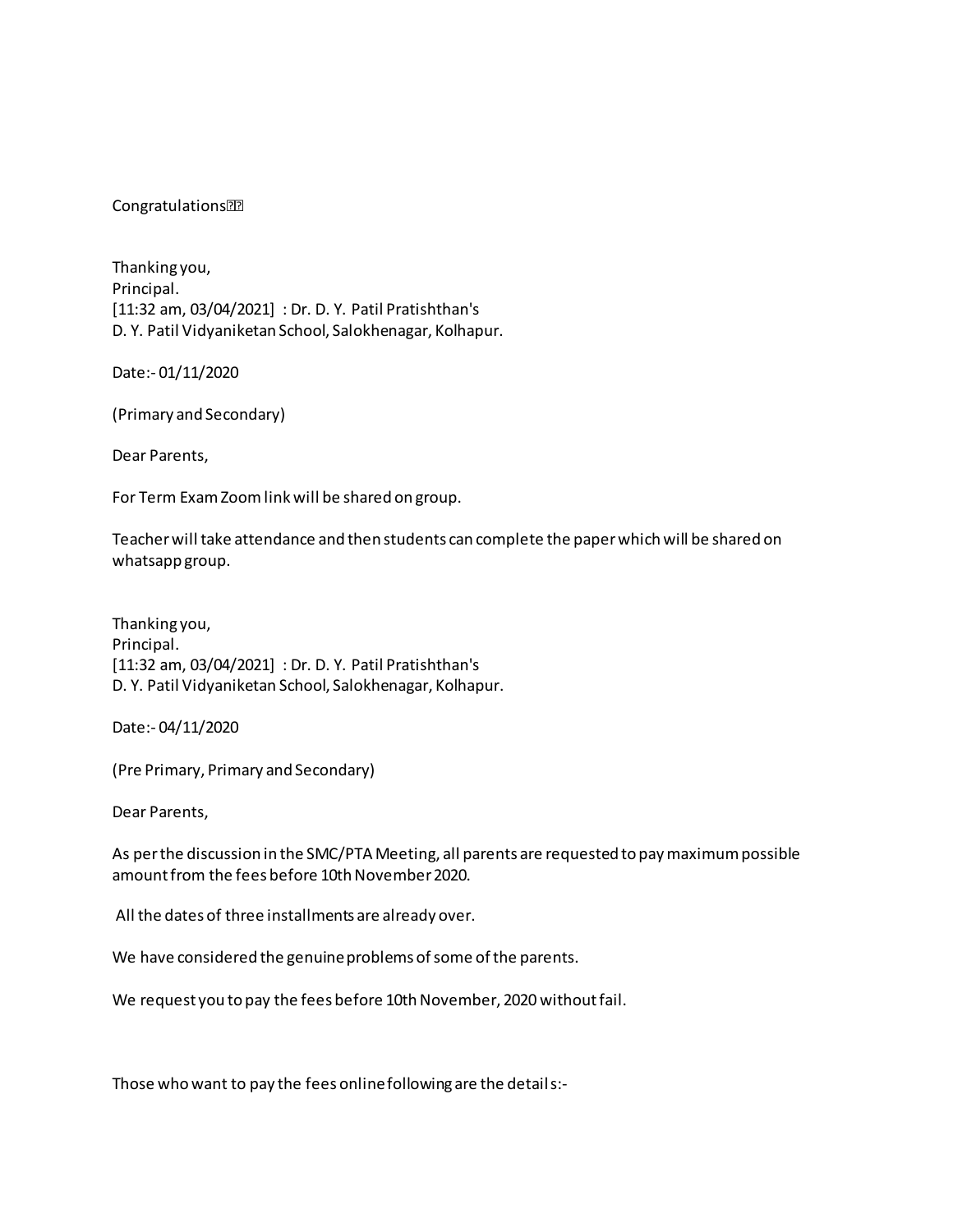Congratulations

Thanking you,  
Principal.  
[11:32 am, 03/04/2021]  : Dr. D. Y. Patil Pratishthan's  
D. Y. Patil Vidyaniketan School, Salokhenagar, Kolhapur.

Date:- 01/11/2020

(Primary and Secondary)

Dear Parents,

For Term Exam Zoom link will be shared on group.

Teacher will take attendance and then students can complete the paper which will be shared on whatsapp group.

Thanking you,  
Principal.  
[11:32 am, 03/04/2021]  : Dr. D. Y. Patil Pratishthan's  
D. Y. Patil Vidyaniketan School, Salokhenagar, Kolhapur.

Date:- 04/11/2020

(Pre Primary, Primary and Secondary)

Dear Parents,

As per the discussion in the SMC/PTA Meeting, all parents are requested to pay maximum possible amount from the fees before 10th November 2020.

All the dates of three installments are already over.

We have considered the genuine problems of some of the parents.

We request you to pay the fees before 10th November, 2020 without fail.

Those who want to pay the fees online following are the details:-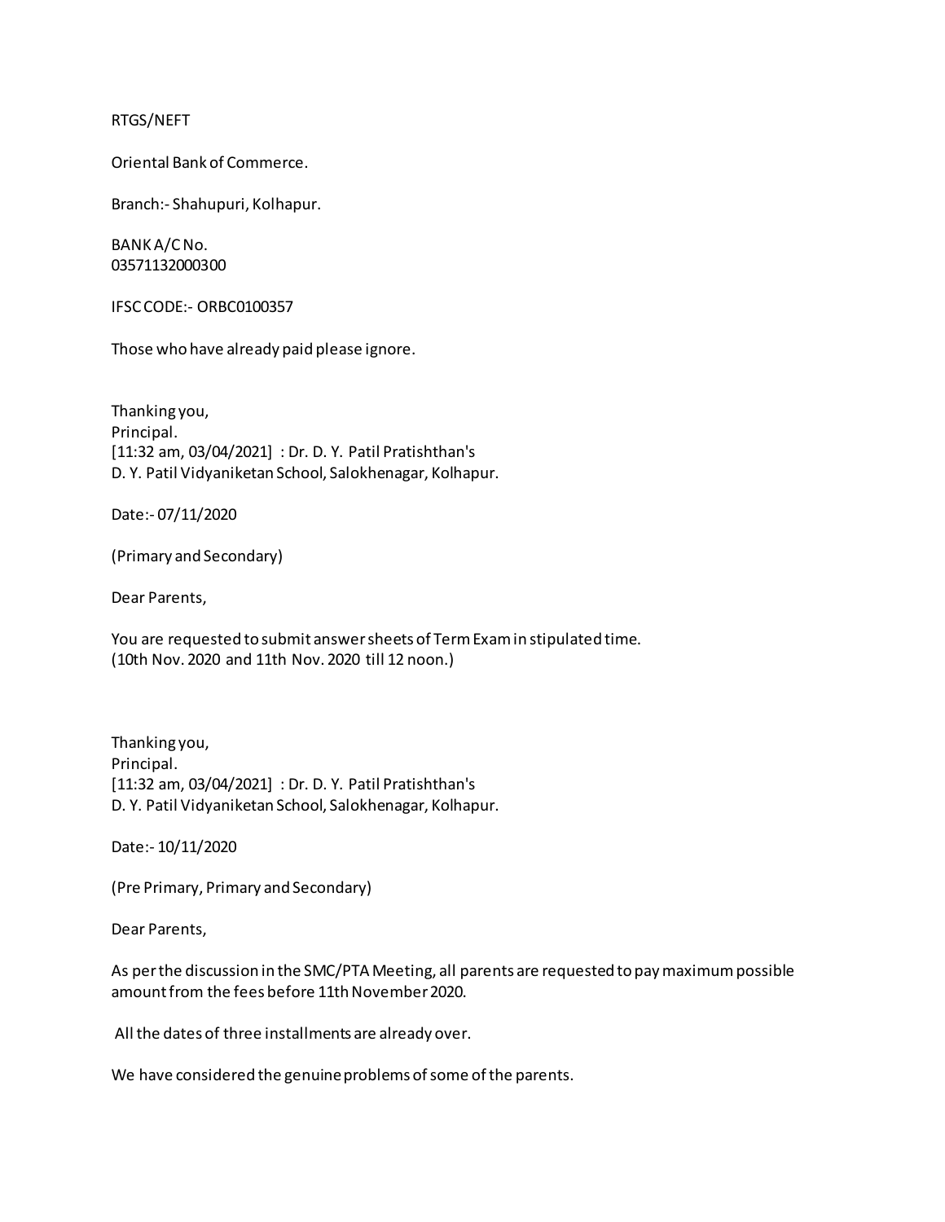RTGS/NEFT

Oriental Bank of Commerce.

Branch:- Shahupuri, Kolhapur.

BANK A/C No.
03571132000300

IFSC CODE:- ORBC0100357

Those who have already paid please ignore.

Thanking you,
Principal.
[11:32 am, 03/04/2021] : Dr. D. Y. Patil Pratishthan's
D. Y. Patil Vidyaniketan School, Salokhenagar, Kolhapur.

Date:- 07/11/2020

(Primary and Secondary)

Dear Parents,

You are requested to submit answer sheets of Term Exam in stipulated time.
(10th Nov. 2020 and 11th Nov. 2020 till 12 noon.)

Thanking you,
Principal.
[11:32 am, 03/04/2021] : Dr. D. Y. Patil Pratishthan's
D. Y. Patil Vidyaniketan School, Salokhenagar, Kolhapur.

Date:- 10/11/2020

(Pre Primary, Primary and Secondary)

Dear Parents,

As per the discussion in the SMC/PTA Meeting, all parents are requested to pay maximum possible amount from the fees before 11th November 2020.

All the dates of three installments are already over.

We have considered the genuine problems of some of the parents.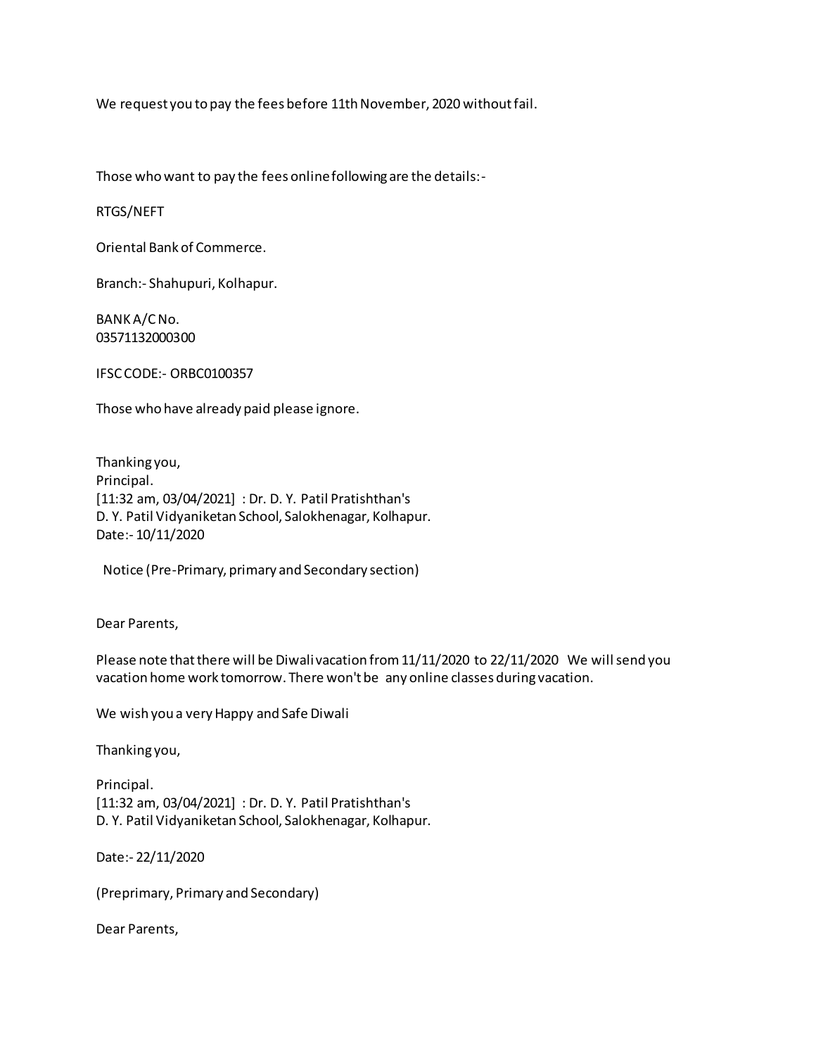We request you to pay the fees before 11th November, 2020 without fail.

Those who want to pay the fees online following are the details:-

RTGS/NEFT

Oriental Bank of Commerce.

Branch:- Shahupuri, Kolhapur.

BANK A/C No.
03571132000300

IFSC CODE:- ORBC0100357

Those who have already paid please ignore.

Thanking you,
Principal.
[11:32 am, 03/04/2021] : Dr. D. Y. Patil Pratishthan's
D. Y. Patil Vidyaniketan School, Salokhenagar, Kolhapur.
Date:- 10/11/2020

Notice (Pre-Primary, primary and Secondary section)

Dear Parents,

Please note that there will be Diwali vacation from 11/11/2020 to 22/11/2020 We will send you vacation home work tomorrow. There won't be any online classes during vacation.

We wish you a very Happy and Safe Diwali

Thanking you,

Principal.
[11:32 am, 03/04/2021] : Dr. D. Y. Patil Pratishthan's
D. Y. Patil Vidyaniketan School, Salokhenagar, Kolhapur.

Date:- 22/11/2020

(Preprimary, Primary and Secondary)

Dear Parents,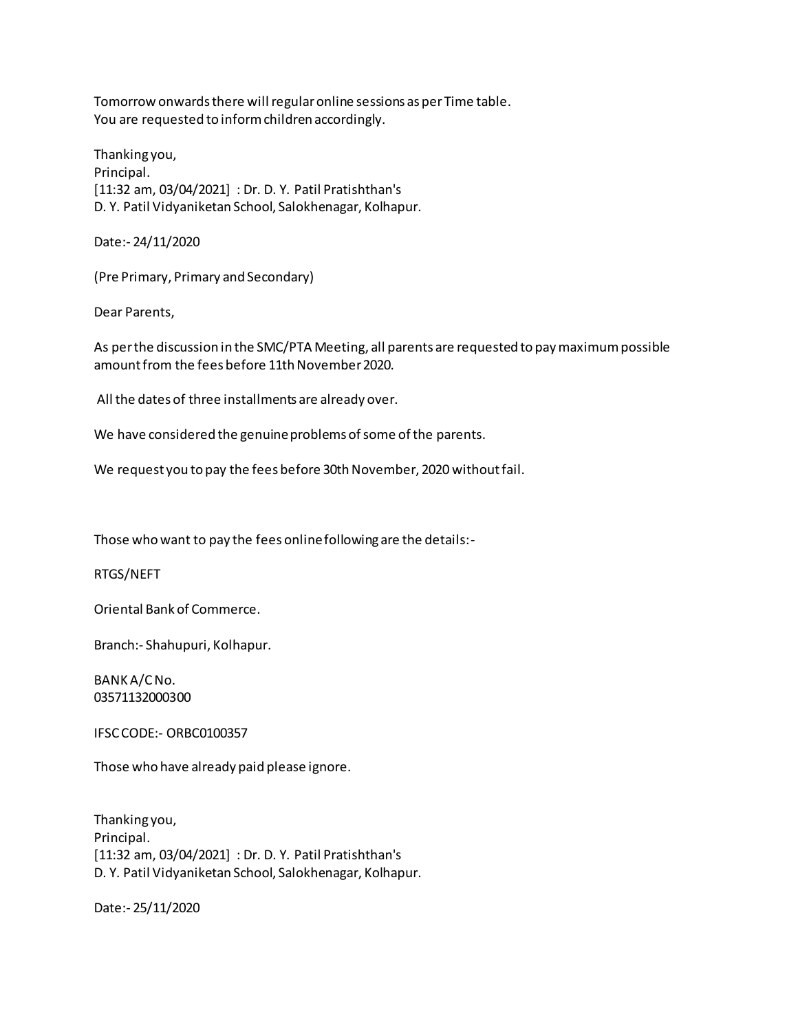Tomorrow onwards there will regular online sessions as per Time table.
You are requested to inform children accordingly.

Thanking you,
Principal.
[11:32 am, 03/04/2021] : Dr. D. Y. Patil Pratishthan's
D. Y. Patil Vidyaniketan School, Salokhenagar, Kolhapur.

Date:- 24/11/2020

(Pre Primary, Primary and Secondary)

Dear Parents,

As per the discussion in the SMC/PTA Meeting, all parents are requested to pay maximum possible amount from the fees before 11th November 2020.

All the dates of three installments are already over.

We have considered the genuine problems of some of the parents.

We request you to pay the fees before 30th November, 2020 without fail.

Those who want to pay the fees online following are the details:-

RTGS/NEFT

Oriental Bank of Commerce.

Branch:- Shahupuri, Kolhapur.

BANK A/C No.
03571132000300

IFSC CODE:- ORBC0100357

Those who have already paid please ignore.

Thanking you,
Principal.
[11:32 am, 03/04/2021] : Dr. D. Y. Patil Pratishthan's
D. Y. Patil Vidyaniketan School, Salokhenagar, Kolhapur.

Date:- 25/11/2020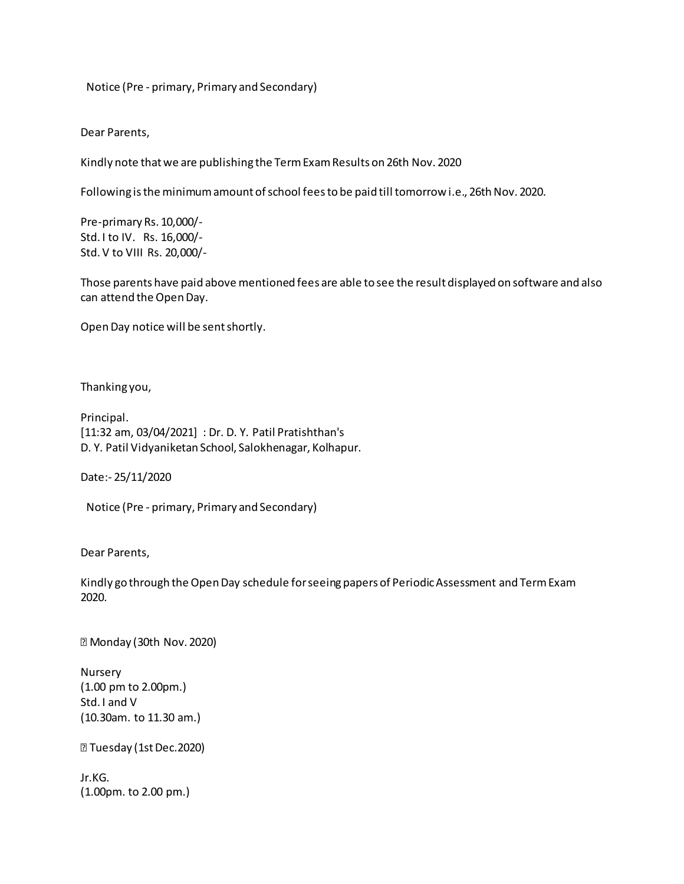Notice (Pre - primary, Primary and Secondary)

Dear Parents,

Kindly note that we are publishing the Term Exam Results on 26th Nov. 2020

Following is the minimum amount of school fees to be paid till tomorrow i.e., 26th Nov. 2020.

Pre-primary Rs. 10,000/-
Std. I to IV. Rs. 16,000/-
Std. V to VIII Rs. 20,000/-

Those parents have paid above mentioned fees are able to see the result displayed on software and also can attend the Open Day.

Open Day notice will be sent shortly.

Thanking you,

Principal.
[11:32 am, 03/04/2021] : Dr. D. Y. Patil Pratishthan's
D. Y. Patil Vidyaniketan School, Salokhenagar, Kolhapur.

Date:- 25/11/2020

Notice (Pre - primary, Primary and Secondary)

Dear Parents,

Kindly go through the Open Day schedule for seeing papers of Periodic Assessment and Term Exam 2020.

� Monday (30th Nov. 2020)

Nursery
(1.00 pm to 2.00pm.)
Std. I and V
(10.30am. to 11.30 am.)

� Tuesday (1st Dec.2020)

Jr.KG.
(1.00pm. to 2.00 pm.)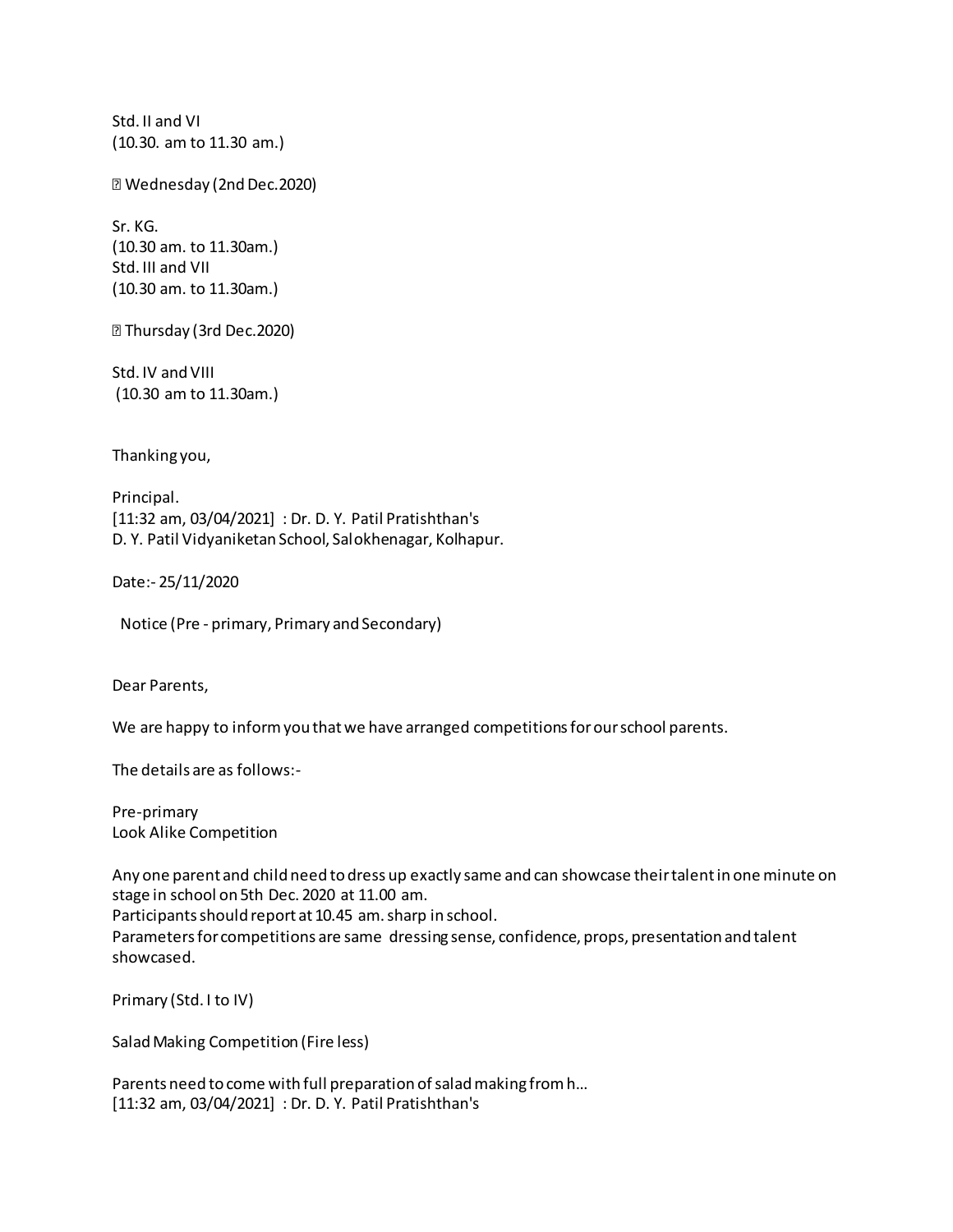Std. II and VI
(10.30. am to 11.30 am.)

 Wednesday (2nd Dec.2020)

Sr. KG.
(10.30 am. to 11.30am.)
Std. III and VII
(10.30 am. to 11.30am.)

 Thursday (3rd Dec.2020)

Std. IV and VIII
(10.30 am to 11.30am.)

Thanking you,

Principal.
[11:32 am, 03/04/2021] : Dr. D. Y. Patil Pratishthan's
D. Y. Patil Vidyaniketan School, Salokhenagar, Kolhapur.

Date:- 25/11/2020

Notice (Pre - primary, Primary and Secondary)

Dear Parents,

We are happy to inform you that we have arranged competitions for our school parents.

The details are as follows:-

Pre-primary
Look Alike Competition

Any one parent and child need to dress up exactly same and can showcase their talent in one minute on stage in school on 5th Dec. 2020 at 11.00 am.
Participants should report at 10.45 am. sharp in school.
Parameters for competitions are same dressing sense, confidence, props, presentation and talent showcased.

Primary (Std. I to IV)

Salad Making Competition (Fire less)

Parents need to come with full preparation of salad making from h...
[11:32 am, 03/04/2021] : Dr. D. Y. Patil Pratishthan's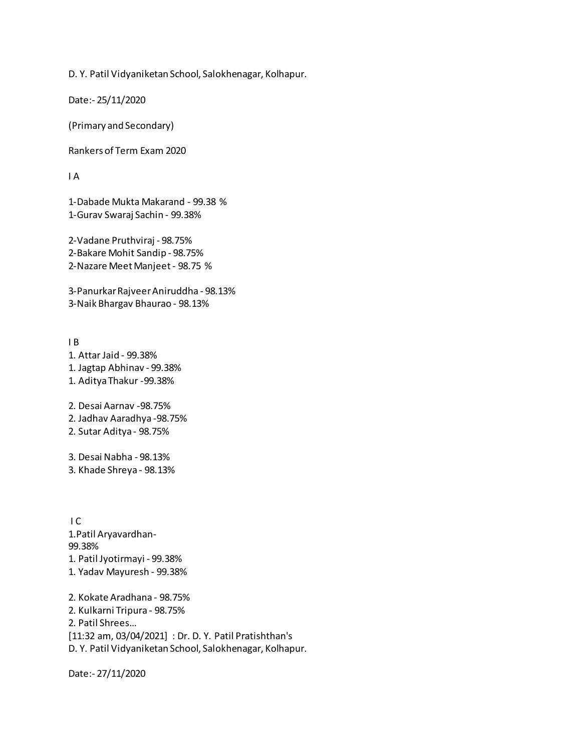D. Y. Patil Vidyaniketan School, Salokhenagar, Kolhapur.

Date:- 25/11/2020

(Primary and Secondary)

Rankers of Term Exam 2020

I A

1-Dabade Mukta Makarand - 99.38 %
1-Gurav Swaraj Sachin - 99.38%

2-Vadane Pruthviraj - 98.75%
2-Bakare Mohit Sandip - 98.75%
2-Nazare Meet Manjeet - 98.75 %

3-Panurkar Rajveer Aniruddha - 98.13%
3-Naik Bhargav Bhaurao - 98.13%

I B

1. Attar Jaid - 99.38%
1. Jagtap Abhinav - 99.38%
1. Aditya Thakur -99.38%

2. Desai Aarnav -98.75%
2. Jadhav Aaradhya -98.75%
2. Sutar Aditya - 98.75%

3. Desai Nabha - 98.13%
3. Khade Shreya - 98.13%

I C

1.Patil Aryavardhan-
99.38%
1. Patil Jyotirmayi - 99.38%
1. Yadav Mayuresh - 99.38%

2. Kokate Aradhana - 98.75%
2. Kulkarni Tripura - 98.75%
2. Patil Shrees...

[11:32 am, 03/04/2021] : Dr. D. Y. Patil Pratishthan's
D. Y. Patil Vidyaniketan School, Salokhenagar, Kolhapur.

Date:- 27/11/2020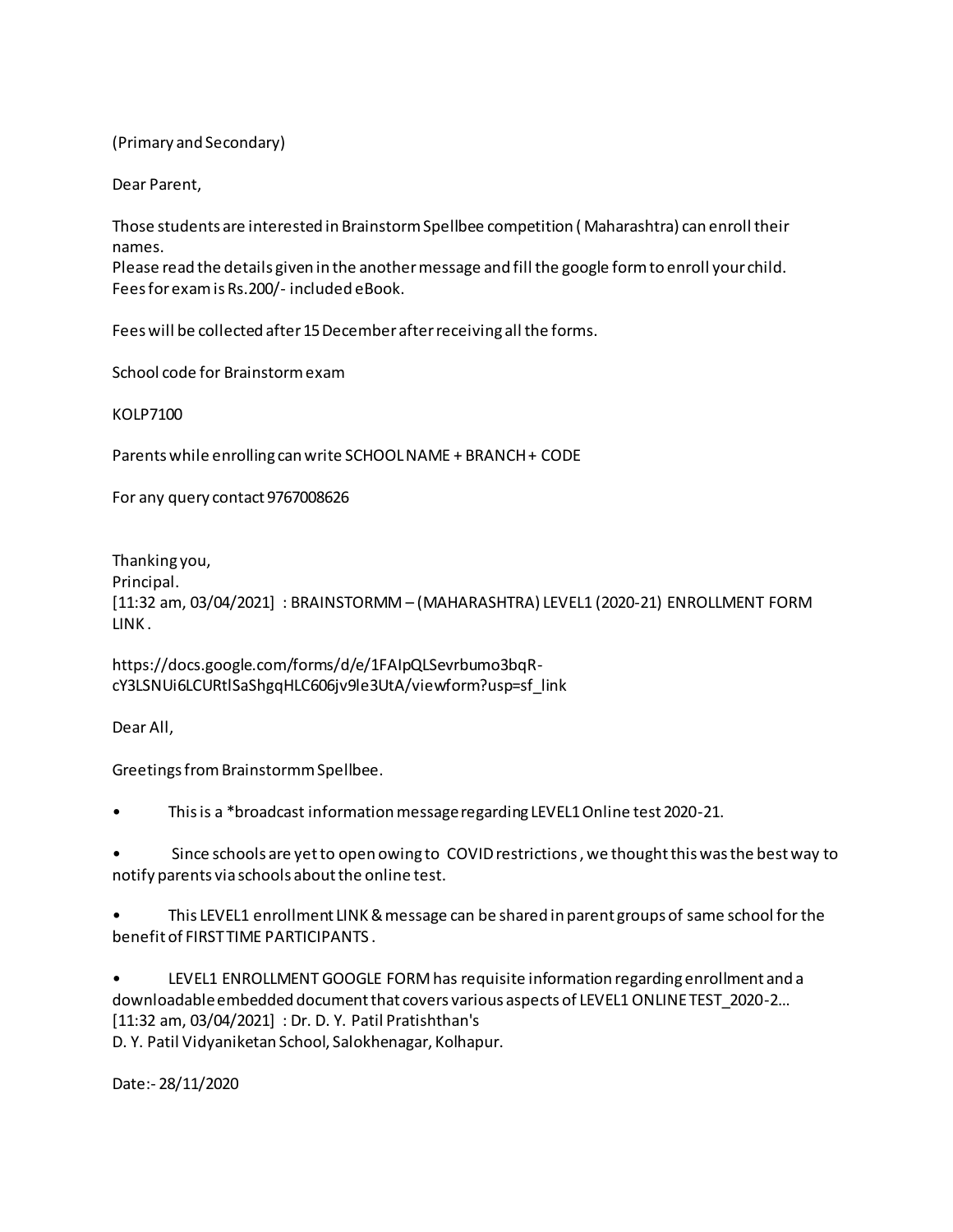(Primary and Secondary)

Dear Parent,

Those students are interested in Brainstorm Spellbee competition ( Maharashtra) can enroll their names.
Please read the details given in the another message and fill the google form to enroll your child.
Fees for exam is Rs.200/- included eBook.

Fees will be collected after 15 December after receiving all the forms.

School code for Brainstorm exam

KOLP7100

Parents while enrolling can write SCHOOL NAME + BRANCH + CODE

For any query contact 9767008626

Thanking you,
Principal.
[11:32 am, 03/04/2021] : BRAINSTORMM – (MAHARASHTRA) LEVEL1 (2020-21) ENROLLMENT FORM LINK .

https://docs.google.com/forms/d/e/1FAIpQLSevrbumo3bqR-cY3LSNUi6LCURtlSaShgqHLC606jv9le3UtA/viewform?usp=sf_link

Dear All,

Greetings from Brainstormm Spellbee.

- This is a *broadcast information message regarding LEVEL1 Online test 2020-21.

- Since schools are yet to open owing to COVID restrictions , we thought this was the best way to notify parents via schools about the online test.

- This LEVEL1 enrollment LINK & message can be shared in parent groups of same school for the benefit of FIRST TIME PARTICIPANTS .

- LEVEL1 ENROLLMENT GOOGLE FORM has requisite information regarding enrollment and a downloadable embedded document that covers various aspects of LEVEL1 ONLINE TEST_2020-2...

[11:32 am, 03/04/2021] : Dr. D. Y. Patil Pratishthan's
D. Y. Patil Vidyaniketan School, Salokhenagar, Kolhapur.

Date:- 28/11/2020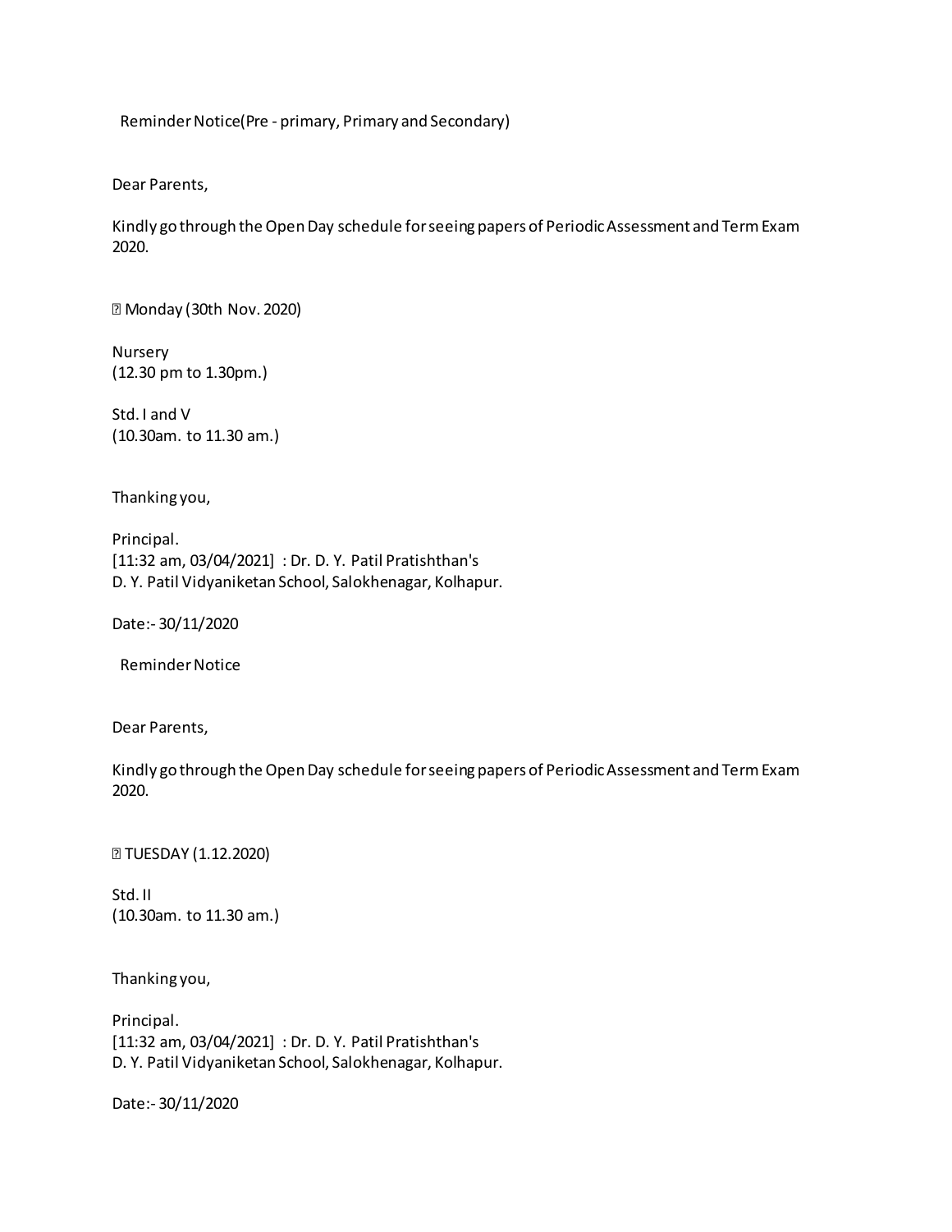Reminder Notice(Pre - primary, Primary and Secondary)

Dear Parents,

Kindly go through the Open Day schedule for seeing papers of Periodic Assessment and Term Exam 2020.

� Monday (30th Nov. 2020)

Nursery
(12.30 pm to 1.30pm.)

Std. I and V
(10.30am. to 11.30 am.)

Thanking you,

Principal.
[11:32 am, 03/04/2021] : Dr. D. Y. Patil Pratishthan's
D. Y. Patil Vidyaniketan School, Salokhenagar, Kolhapur.

Date:- 30/11/2020

Reminder Notice

Dear Parents,

Kindly go through the Open Day schedule for seeing papers of Periodic Assessment and Term Exam 2020.

� TUESDAY (1.12.2020)

Std. II
(10.30am. to 11.30 am.)

Thanking you,

Principal.
[11:32 am, 03/04/2021] : Dr. D. Y. Patil Pratishthan's
D. Y. Patil Vidyaniketan School, Salokhenagar, Kolhapur.

Date:- 30/11/2020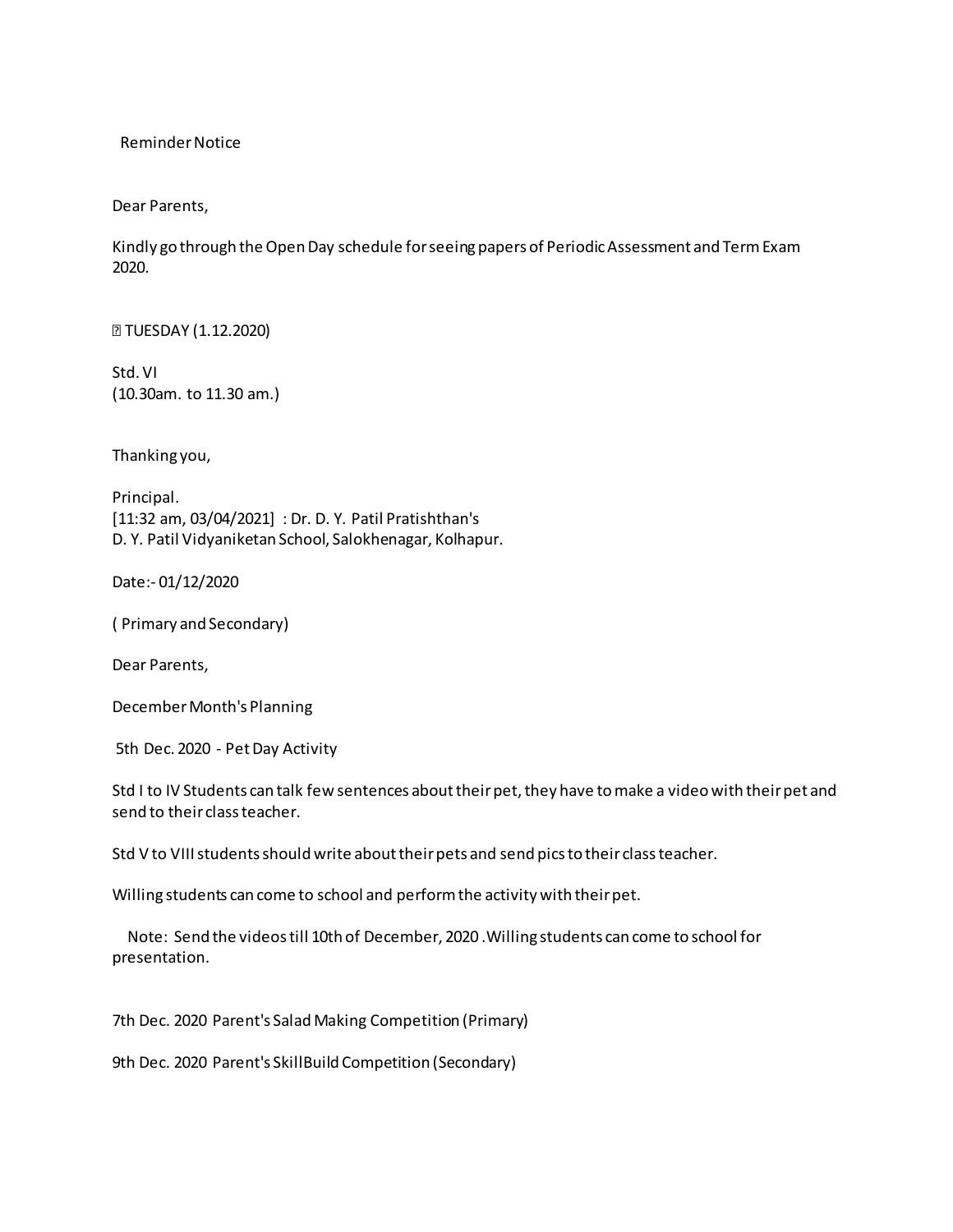Reminder Notice

Dear Parents,

Kindly go through the Open Day schedule for seeing papers of Periodic Assessment and Term Exam 2020.

 TUESDAY (1.12.2020)

Std. VI
(10.30am. to 11.30 am.)

Thanking you,

Principal.
[11:32 am, 03/04/2021] : Dr. D. Y. Patil Pratishthan's
D. Y. Patil Vidyaniketan School, Salokhenagar, Kolhapur.

Date:- 01/12/2020

( Primary and Secondary)

Dear Parents,

December Month's Planning

5th Dec. 2020 - Pet Day Activity

Std I to IV Students can talk few sentences about their pet, they have to make a video with their pet and send to their class teacher.

Std V to VIII students should write about their pets and send pics to their class teacher.

Willing students can come to school and perform the activity with their pet.

Note: Send the videos till 10th of December, 2020 .Willing students can come to school for presentation.

7th Dec. 2020 Parent's Salad Making Competition (Primary)

9th Dec. 2020 Parent's SkillBuild Competition (Secondary)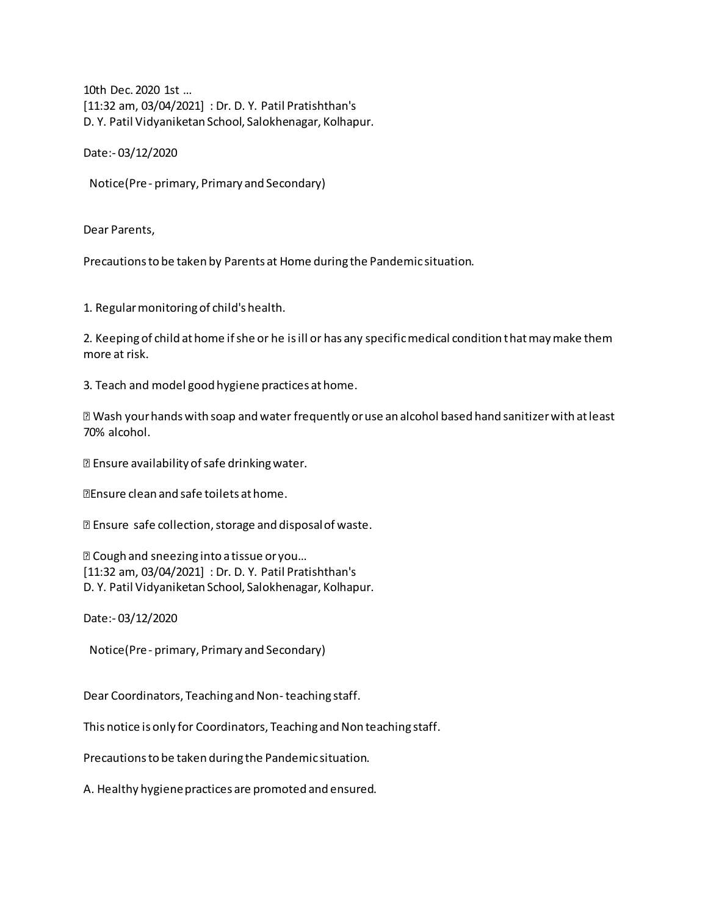10th Dec. 2020 1st ...
[11:32 am, 03/04/2021] : Dr. D. Y. Patil Pratishthan's
D. Y. Patil Vidyaniketan School, Salokhenagar, Kolhapur.

Date:- 03/12/2020

Notice(Pre - primary, Primary and Secondary)

Dear Parents,

Precautions to be taken by Parents at Home during the Pandemic situation.

1. Regular monitoring of child's health.

2. Keeping of child at home if she or he is ill or has any specific medical condition that may make them more at risk.

3. Teach and model good hygiene practices at home.

� Wash your hands with soap and water frequently or use an alcohol based hand sanitizer with at least 70% alcohol.

� Ensure availability of safe drinking water.

�Ensure clean and safe toilets at home.

� Ensure safe collection, storage and disposal of waste.

� Cough and sneezing into a tissue or you...
[11:32 am, 03/04/2021] : Dr. D. Y. Patil Pratishthan's
D. Y. Patil Vidyaniketan School, Salokhenagar, Kolhapur.

Date:- 03/12/2020

Notice(Pre - primary, Primary and Secondary)

Dear Coordinators, Teaching and Non- teaching staff.

This notice is only for Coordinators, Teaching and Non teaching staff.

Precautions to be taken during the Pandemic situation.

A. Healthy hygiene practices are promoted and ensured.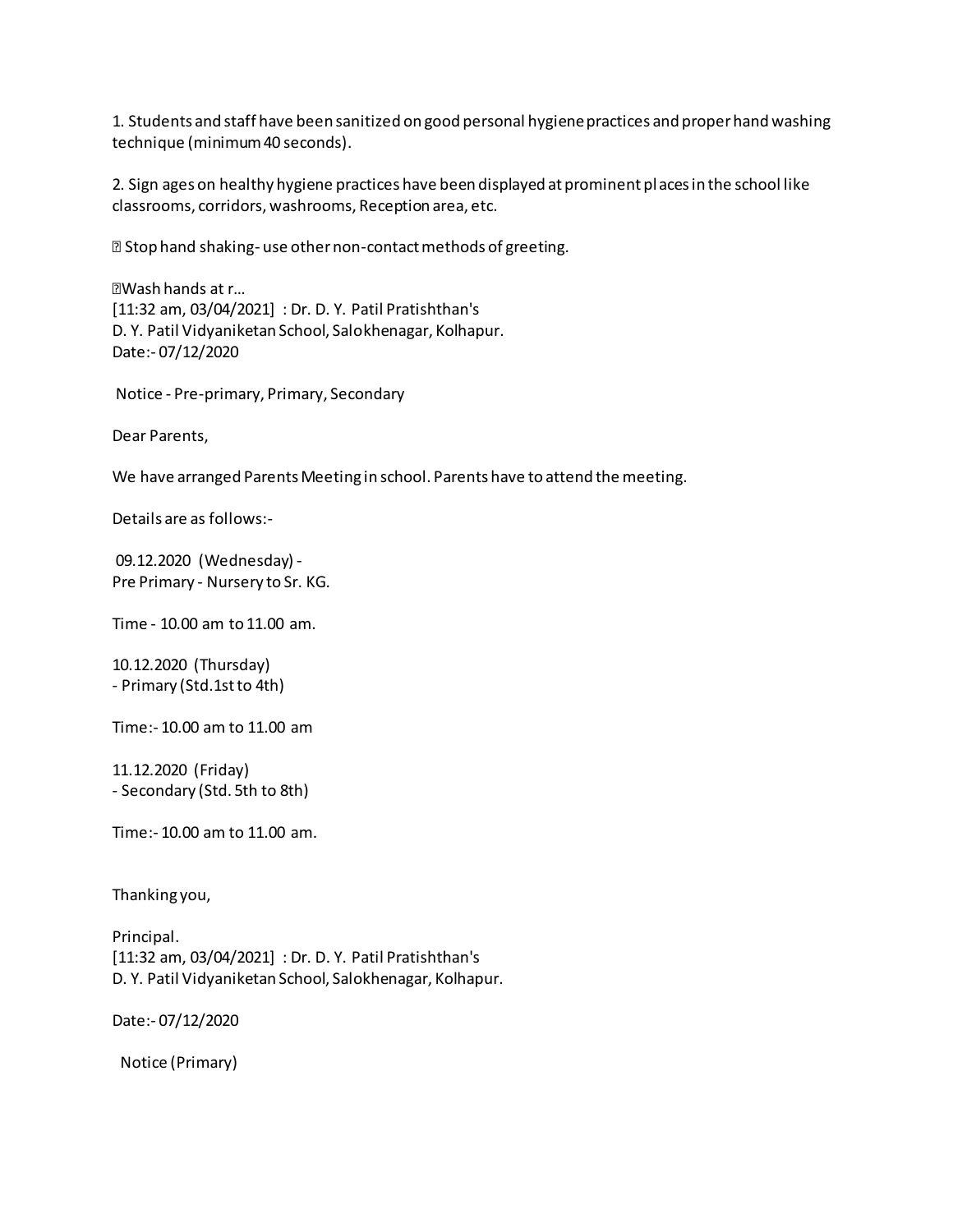1. Students and staff have been sanitized on good personal hygiene practices and proper hand washing technique (minimum 40 seconds).

2. Sign ages on healthy hygiene practices have been displayed at prominent pl aces in the school like classrooms, corridors, washrooms, Reception area, etc.

� Stop hand shaking- use other non-contact methods of greeting.

�Wash hands at r...
[11:32 am, 03/04/2021] : Dr. D. Y. Patil Pratishthan's
D. Y. Patil Vidyaniketan School, Salokhenagar, Kolhapur.
Date:- 07/12/2020

Notice - Pre-primary, Primary, Secondary

Dear Parents,

We have arranged Parents Meeting in school. Parents have to attend the meeting.

Details are as follows:-

09.12.2020 (Wednesday) -
Pre Primary - Nursery to Sr. KG.

Time - 10.00 am to 11.00 am.

10.12.2020 (Thursday)
- Primary (Std.1st to 4th)

Time:- 10.00 am to 11.00 am

11.12.2020 (Friday)
- Secondary (Std. 5th to 8th)

Time:- 10.00 am to 11.00 am.

Thanking you,

Principal.
[11:32 am, 03/04/2021] : Dr. D. Y. Patil Pratishthan's
D. Y. Patil Vidyaniketan School, Salokhenagar, Kolhapur.

Date:- 07/12/2020

Notice (Primary)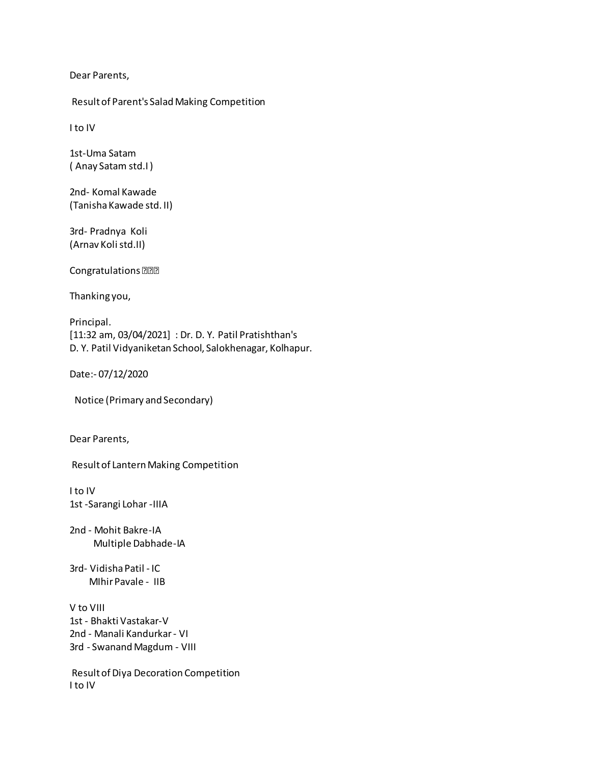Dear Parents,

Result of Parent's Salad Making Competition

I to IV

1st-Uma Satam
( Anay Satam std.I )

2nd- Komal Kawade
(Tanisha Kawade std. II)

3rd- Pradnya Koli
(Arnav Koli std.II)

Congratulations ???

Thanking you,

Principal.
[11:32 am, 03/04/2021] : Dr. D. Y. Patil Pratishthan's
D. Y. Patil Vidyaniketan School, Salokhenagar, Kolhapur.

Date:- 07/12/2020

Notice (Primary and Secondary)

Dear Parents,

Result of Lantern Making Competition

I to IV
1st -Sarangi Lohar -IIIA

2nd - Mohit Bakre-IA
Multiple Dabhade-IA

3rd- Vidisha Patil - IC
MIhir Pavale - IIB

V to VIII
1st - Bhakti Vastakar-V
2nd - Manali Kandurkar - VI
3rd - Swanand Magdum - VIII

Result of Diya Decoration Competition
I to IV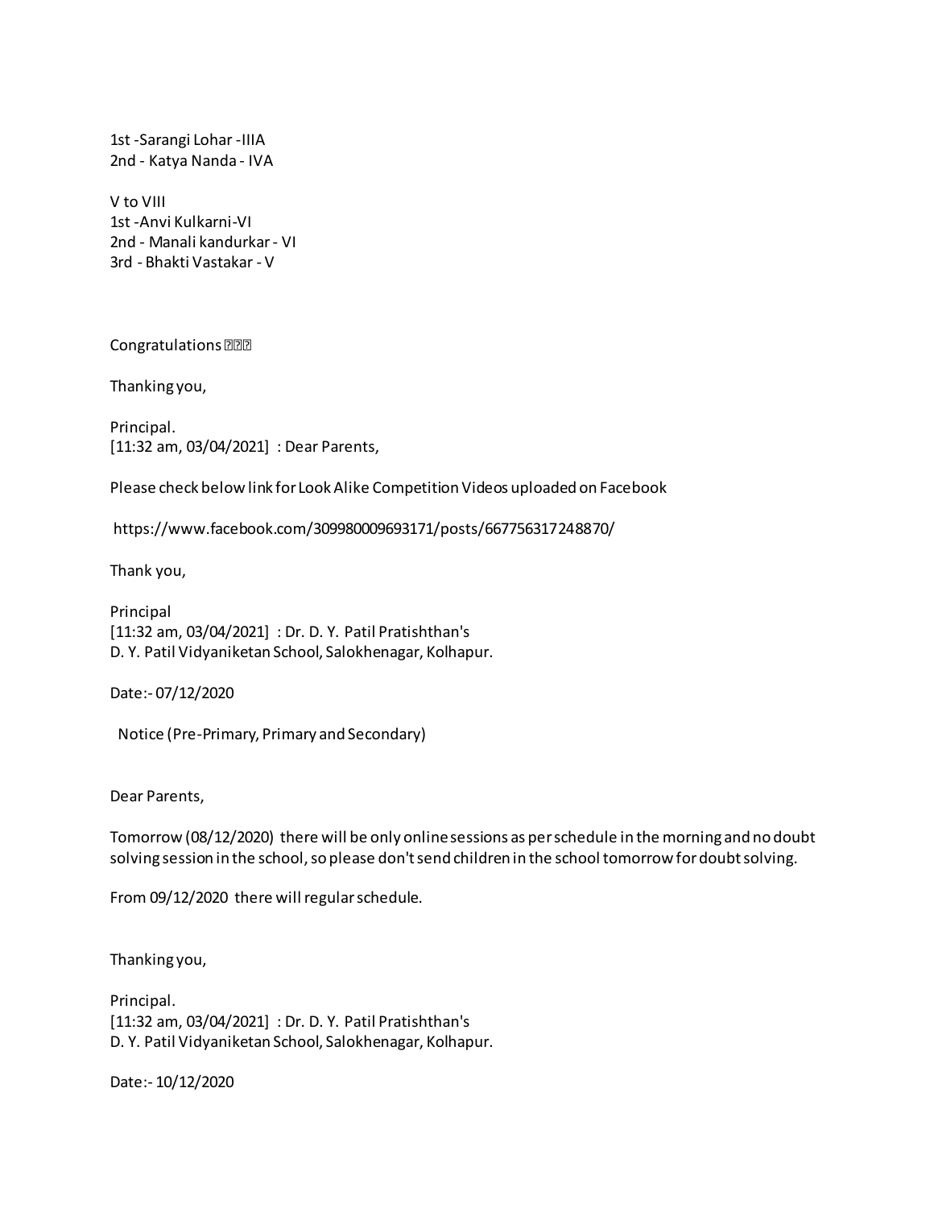1st -Sarangi Lohar -IIIA
2nd - Katya Nanda - IVA

V to VIII
1st -Anvi Kulkarni-VI
2nd - Manali kandurkar - VI
3rd - Bhakti Vastakar - V

Congratulations ???

Thanking you,

Principal.
[11:32 am, 03/04/2021] : Dear Parents,

Please check below link for Look Alike Competition Videos uploaded on Facebook

https://www.facebook.com/309980009693171/posts/667756317248870/

Thank you,

Principal
[11:32 am, 03/04/2021] : Dr. D. Y. Patil Pratishthan's
D. Y. Patil Vidyaniketan School, Salokhenagar, Kolhapur.

Date:- 07/12/2020

Notice (Pre-Primary, Primary and Secondary)

Dear Parents,

Tomorrow (08/12/2020) there will be only online sessions as per schedule in the morning and no doubt solving session in the school, so please don't send children in the school tomorrow for doubt solving.

From 09/12/2020 there will regular schedule.

Thanking you,

Principal.
[11:32 am, 03/04/2021] : Dr. D. Y. Patil Pratishthan's
D. Y. Patil Vidyaniketan School, Salokhenagar, Kolhapur.

Date:- 10/12/2020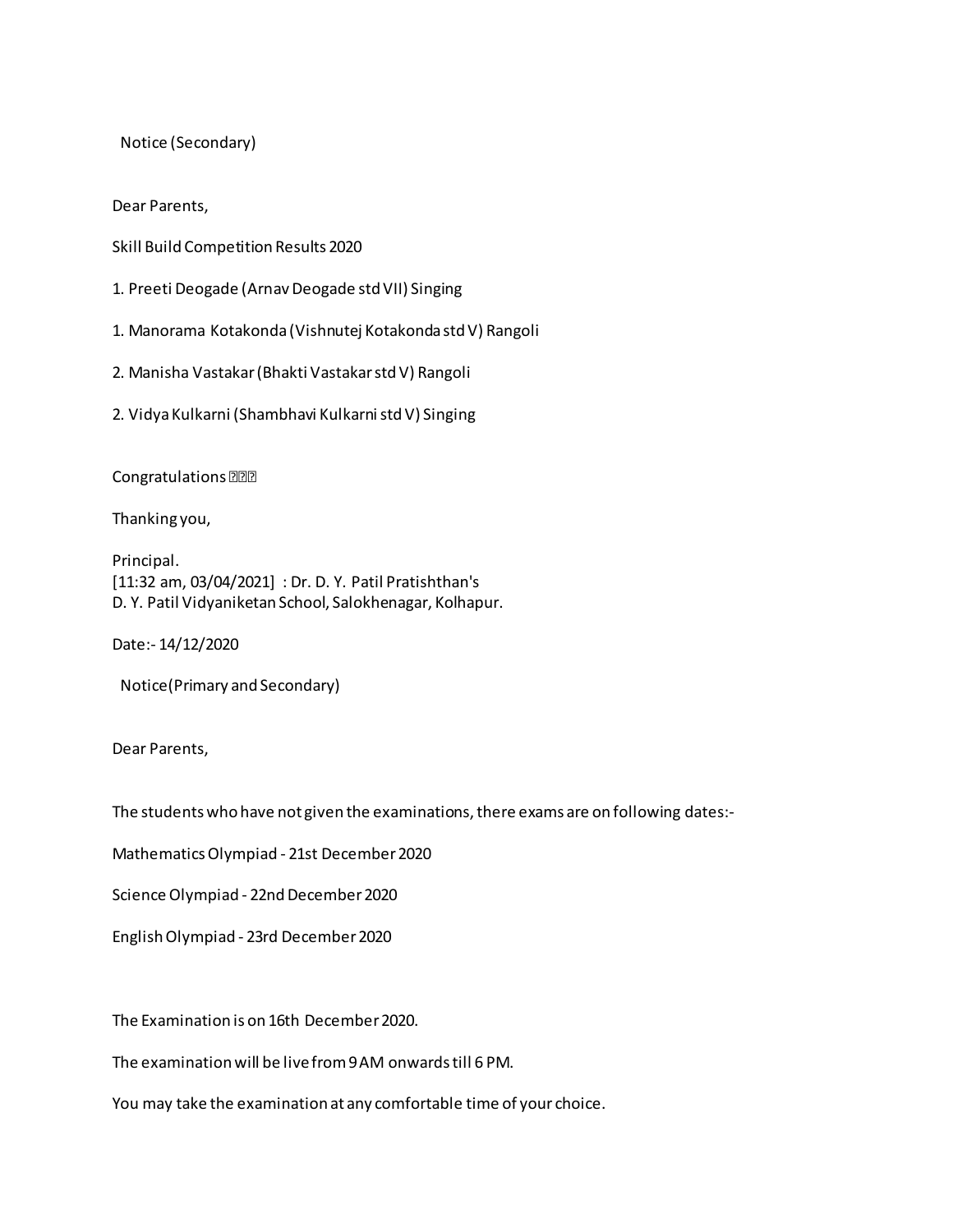Notice (Secondary)

Dear Parents,

Skill Build Competition Results 2020

1. Preeti Deogade (Arnav Deogade std VII) Singing

1. Manorama Kotakonda (Vishnutej Kotakonda std V) Rangoli

2. Manisha Vastakar (Bhakti Vastakar std V) Rangoli

2. Vidya Kulkarni (Shambhavi Kulkarni std V) Singing

Congratulations ���

Thanking you,

Principal.
[11:32 am, 03/04/2021] : Dr. D. Y. Patil Pratishthan's
D. Y. Patil Vidyaniketan School, Salokhenagar, Kolhapur.

Date:- 14/12/2020

Notice(Primary and Secondary)

Dear Parents,

The students who have not given the examinations, there exams are on following dates:-

Mathematics Olympiad - 21st December 2020

Science Olympiad - 22nd December 2020

English Olympiad - 23rd December 2020

The Examination is on 16th December 2020.

The examination will be live from 9 AM onwards till 6 PM.

You may take the examination at any comfortable time of your choice.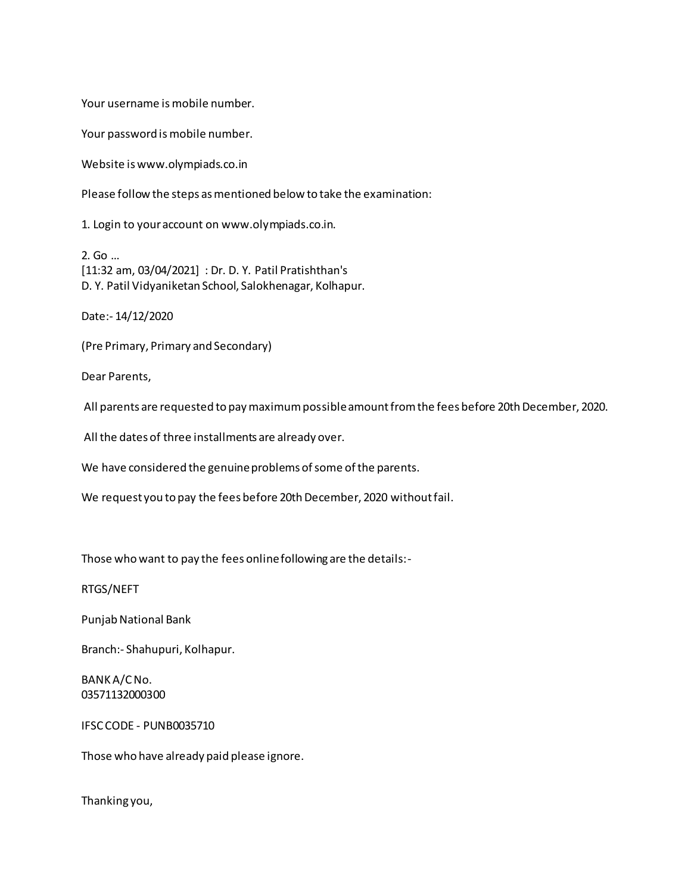Your username is mobile number.

Your password is mobile number.

Website is www.olympiads.co.in

Please follow the steps as mentioned below to take the examination:

1. Login to your account on www.olympiads.co.in.

2. Go ...
[11:32 am, 03/04/2021] : Dr. D. Y. Patil Pratishthan's
D. Y. Patil Vidyaniketan School, Salokhenagar, Kolhapur.

Date:- 14/12/2020

(Pre Primary, Primary and Secondary)

Dear Parents,

All parents are requested to pay maximum possible amount from the fees before 20th December, 2020.

All the dates of three installments are already over.

We have considered the genuine problems of some of the parents.

We request you to pay the fees before 20th December, 2020 without fail.

Those who want to pay the fees online following are the details:-

RTGS/NEFT

Punjab National Bank

Branch:- Shahupuri, Kolhapur.

BANK A/C No.
03571132000300

IFSC CODE - PUNB0035710

Those who have already paid please ignore.

Thanking you,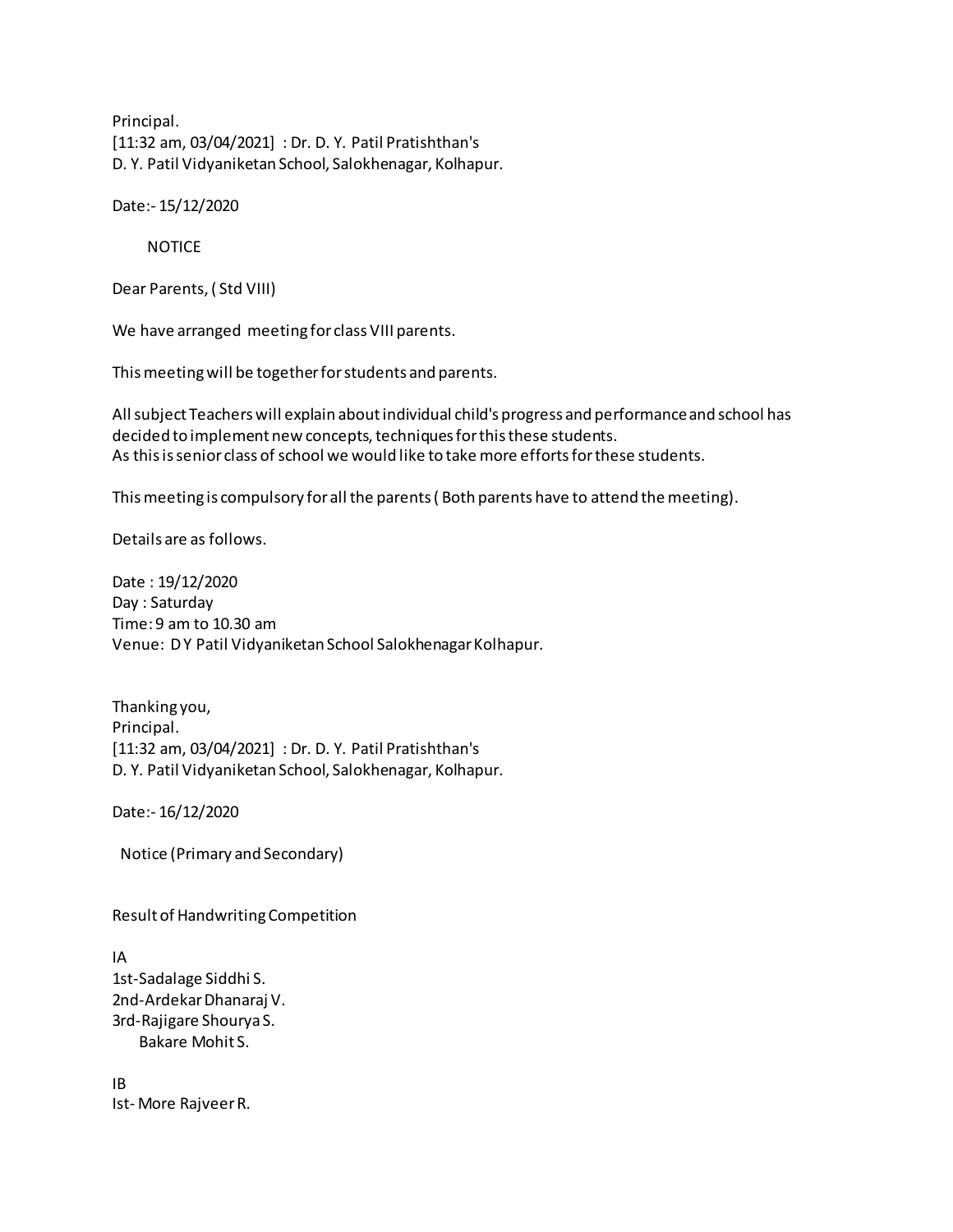Principal.
[11:32 am, 03/04/2021] : Dr. D. Y. Patil Pratishthan's
D. Y. Patil Vidyaniketan School, Salokhenagar, Kolhapur.

Date:- 15/12/2020

NOTICE

Dear Parents, ( Std VIII)

We have arranged meeting for class VIII parents.

This meeting will be together for students and parents.

All subject Teachers will explain about individual child's progress and performance and school has decided to implement new concepts, techniques for this these students.
As this is senior class of school we would like to take more efforts for these students.

This meeting is compulsory for all the parents ( Both parents have to attend the meeting).

Details are as follows.

Date : 19/12/2020
Day : Saturday
Time: 9 am to 10.30 am
Venue: D Y Patil Vidyaniketan School Salokhenagar Kolhapur.

Thanking you,
Principal.
[11:32 am, 03/04/2021] : Dr. D. Y. Patil Pratishthan's
D. Y. Patil Vidyaniketan School, Salokhenagar, Kolhapur.

Date:- 16/12/2020

Notice (Primary and Secondary)

Result of Handwriting Competition

IA
1st-Sadalage Siddhi S.
2nd-Ardekar Dhanaraj V.
3rd-Rajigare Shourya S.
Bakare Mohit S.

IB
Ist- More Rajveer R.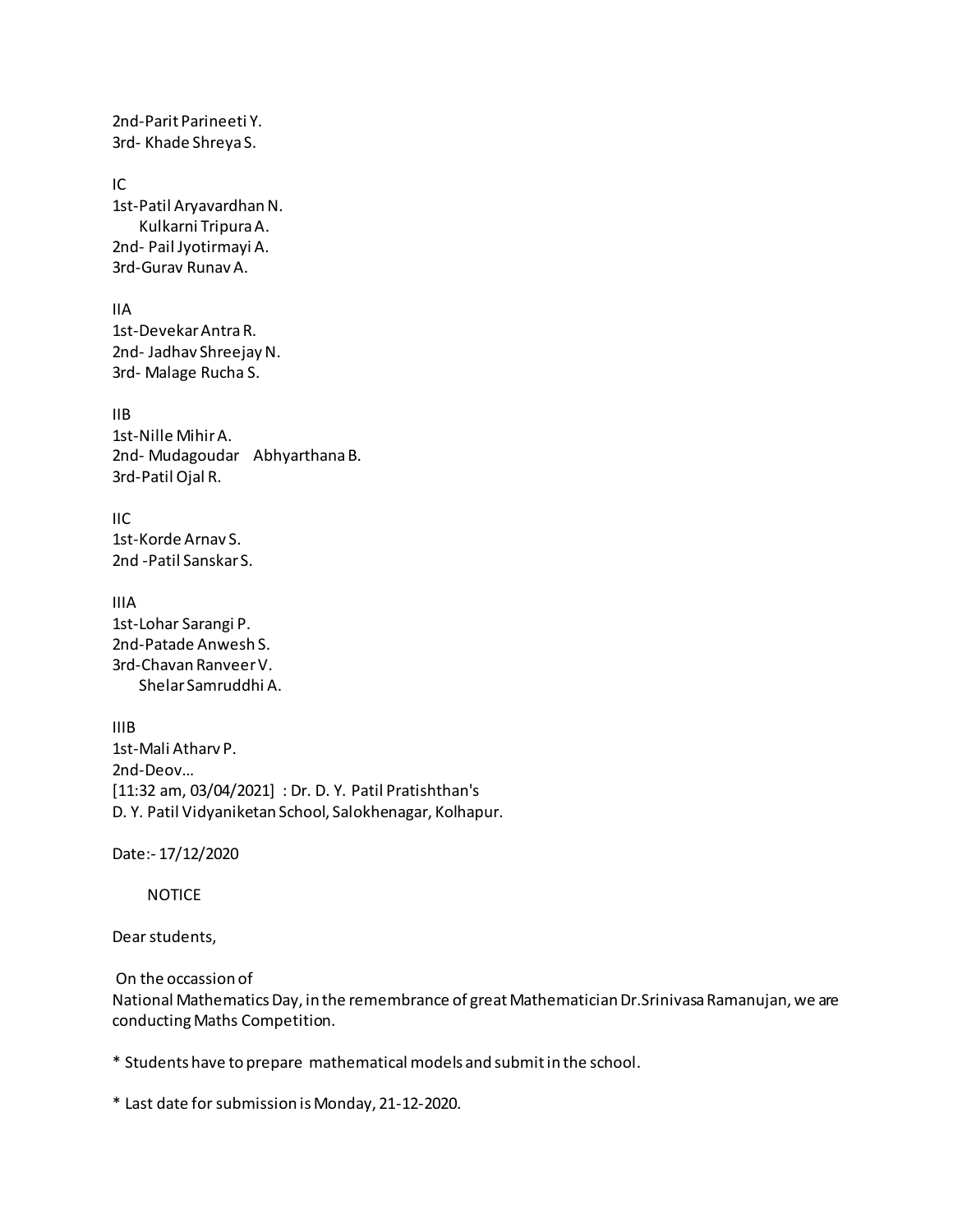2nd-Parit Parineeti Y.
3rd- Khade Shreya S.

IC
1st-Patil Aryavardhan N.
Kulkarni Tripura A.
2nd- Pail Jyotirmayi A.
3rd-Gurav Runav A.

IIA
1st-Devekar Antra R.
2nd- Jadhav Shreejay N.
3rd- Malage Rucha S.

IIB
1st-Nille Mihir A.
2nd- Mudagoudar Abhyarthana B.
3rd-Patil Ojal R.

IIC
1st-Korde Arnav S.
2nd -Patil Sanskar S.

IIIA
1st-Lohar Sarangi P.
2nd-Patade Anwesh S.
3rd-Chavan Ranveer V.
Shelar Samruddhi A.

IIIB
1st-Mali Atharv P.
2nd-Deov…
[11:32 am, 03/04/2021] : Dr. D. Y. Patil Pratishthan's
D. Y. Patil Vidyaniketan School, Salokhenagar, Kolhapur.

Date:- 17/12/2020

NOTICE

Dear students,

On the occassion of
National Mathematics Day, in the remembrance of great Mathematician Dr.Srinivasa Ramanujan, we are conducting Maths Competition.

* Students have to prepare mathematical models and submit in the school.

* Last date for submission is Monday, 21-12-2020.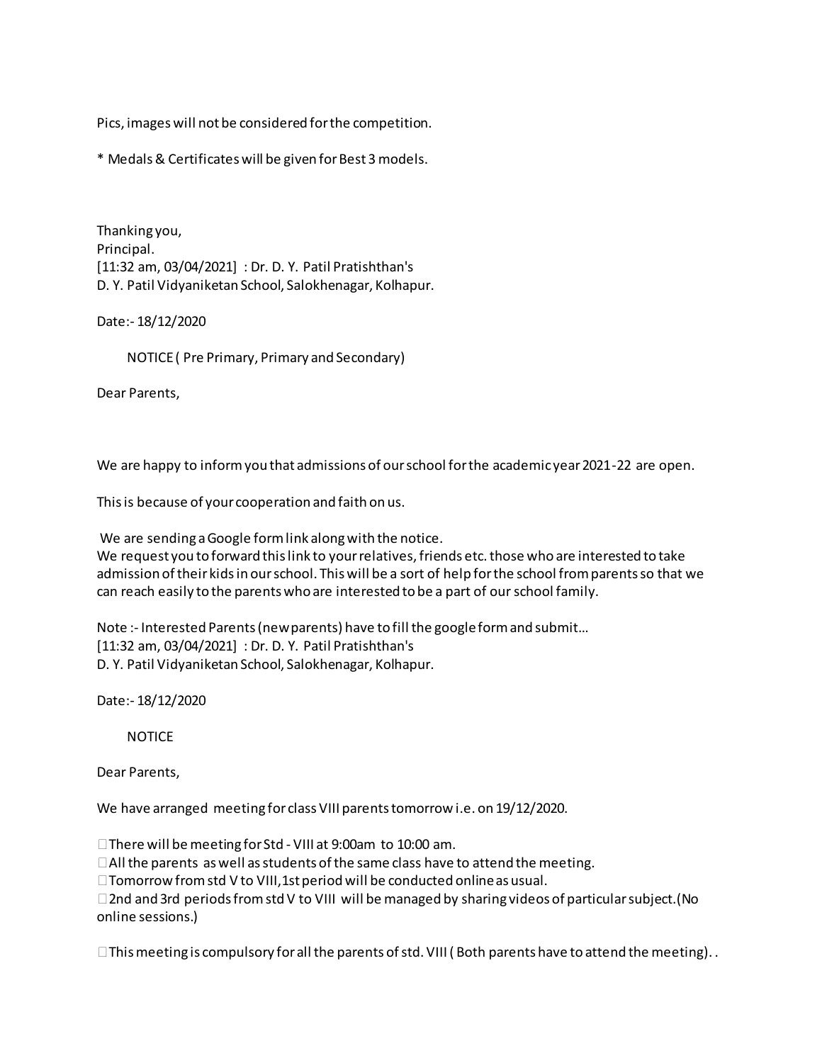Pics, images will not be considered for the competition.

* Medals & Certificates will be given for Best 3 models.

Thanking you,
Principal.
[11:32 am, 03/04/2021] : Dr. D. Y. Patil Pratishthan's
D. Y. Patil Vidyaniketan School, Salokhenagar, Kolhapur.

Date:- 18/12/2020

NOTICE ( Pre Primary, Primary and Secondary)

Dear Parents,

We are happy to inform you that admissions of our school for the academic year 2021-22 are open.

This is because of your cooperation and faith on us.

We are sending a Google form link along with the notice.
We request you to forward this link to your relatives, friends etc. those who are interested to take admission of their kids in our school. This will be a sort of help for the school from parents so that we can reach easily to the parents who are interested to be a part of our school family.

Note :- Interested Parents (new parents) have to fill the google form and submit...
[11:32 am, 03/04/2021] : Dr. D. Y. Patil Pratishthan's
D. Y. Patil Vidyaniketan School, Salokhenagar, Kolhapur.

Date:- 18/12/2020

NOTICE

Dear Parents,

We have arranged meeting for class VIII parents tomorrow i.e. on 19/12/2020.

- There will be meeting for Std - VIII at 9:00am to 10:00 am.
- All the parents as well as students of the same class have to attend the meeting.
- Tomorrow from std V to VIII,1st period will be conducted online as usual.
- 2nd and 3rd periods from std V to VIII will be managed by sharing videos of particular subject.(No online sessions.)

- This meeting is compulsory for all the parents of std. VIII ( Both parents have to attend the meeting). .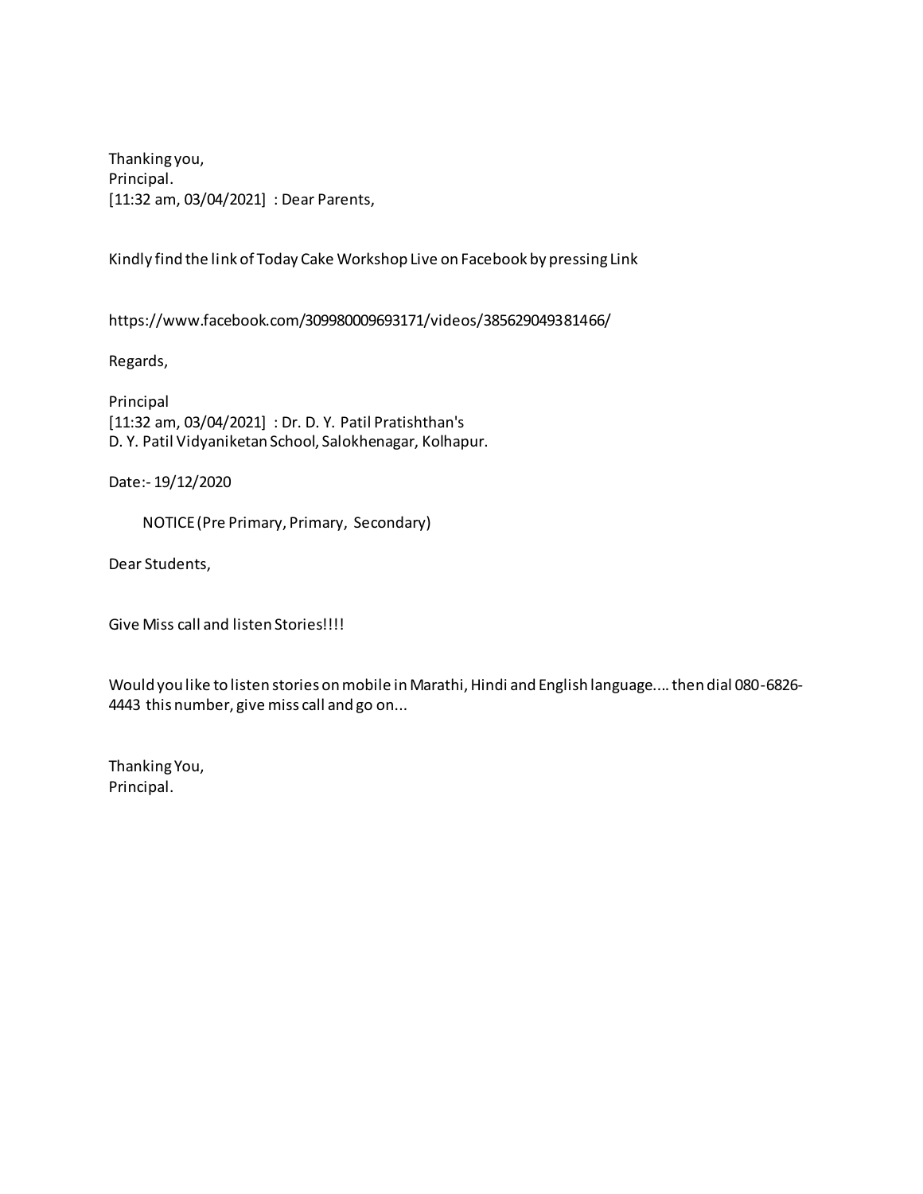Thanking you,
Principal.
[11:32 am, 03/04/2021] : Dear Parents,

Kindly find the link of Today Cake Workshop Live on Facebook by pressing Link

https://www.facebook.com/309980009693171/videos/385629049381466/

Regards,

Principal
[11:32 am, 03/04/2021] : Dr. D. Y. Patil Pratishthan's
D. Y. Patil Vidyaniketan School, Salokhenagar, Kolhapur.

Date:- 19/12/2020

NOTICE (Pre Primary, Primary, Secondary)

Dear Students,

Give Miss call and listen Stories!!!!

Would you like to listen stories on mobile in Marathi, Hindi and English language.... then dial 080-6826-4443 this number, give miss call and go on...

Thanking You,
Principal.